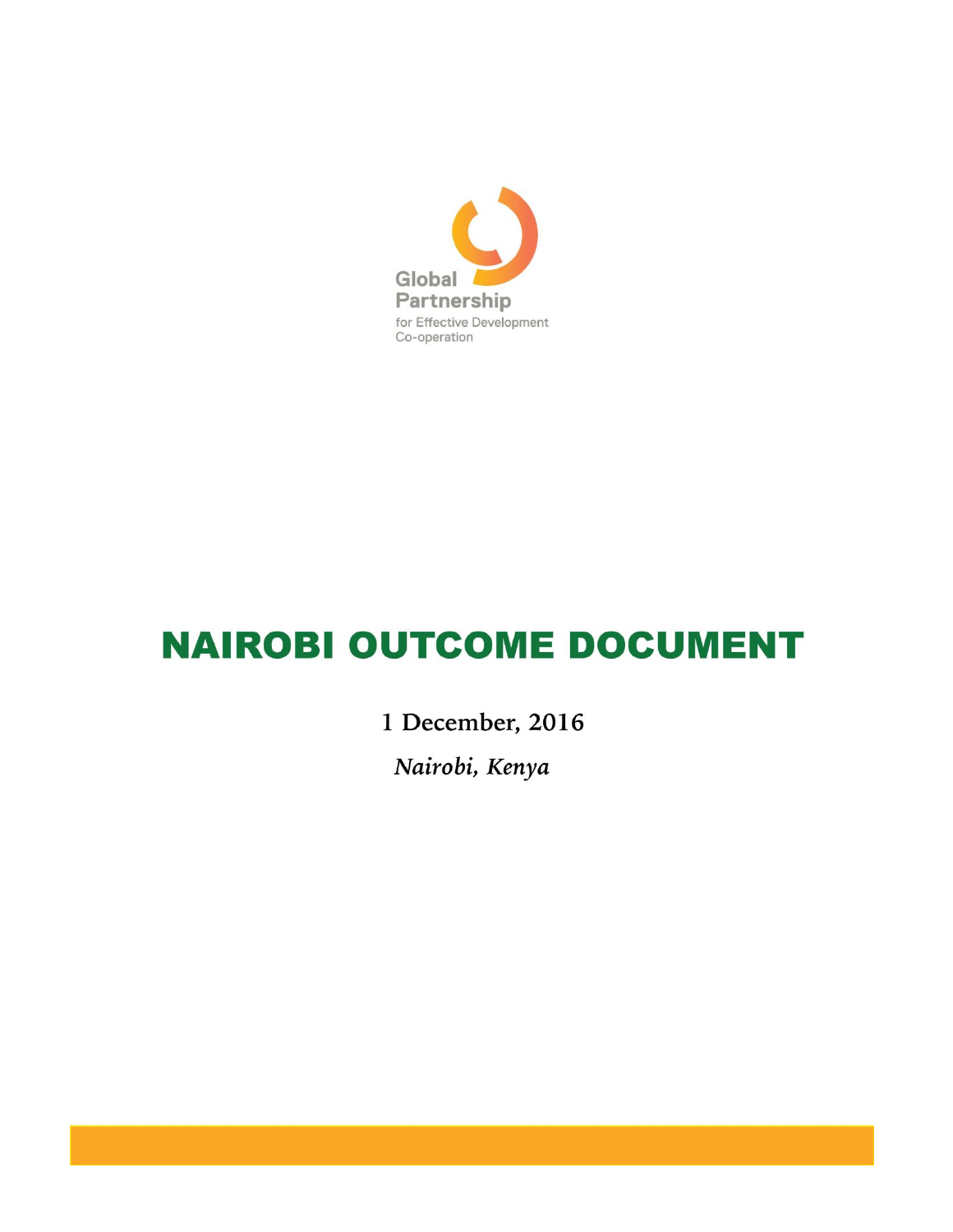Global Partnership
for Effective Development
Co-operation

# NAIROBI OUTCOME DOCUMENT

**1 December, 2016**

*Nairobi, Kenya*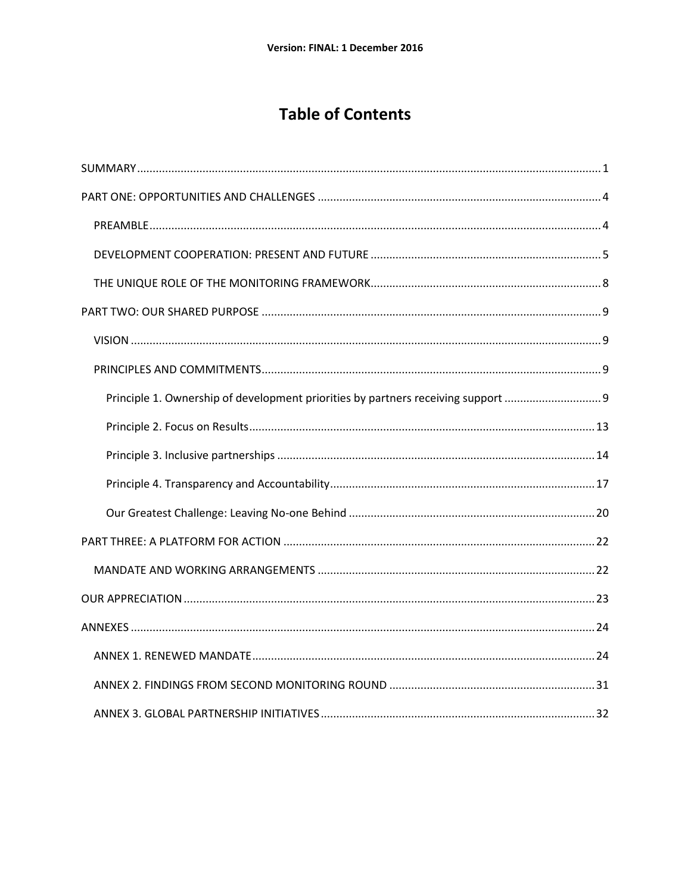# Table of Contents

SUMMARY ..... 1

PART ONE: OPPORTUNITIES AND CHALLENGES ..... 4

- PREAMBLE ..... 4
- DEVELOPMENT COOPERATION: PRESENT AND FUTURE ..... 5
- THE UNIQUE ROLE OF THE MONITORING FRAMEWORK ..... 8

PART TWO: OUR SHARED PURPOSE ..... 9

- VISION ..... 9
- PRINCIPLES AND COMMITMENTS ..... 9
  - Principle 1. Ownership of development priorities by partners receiving support ..... 9
  - Principle 2. Focus on Results ..... 13
  - Principle 3. Inclusive partnerships ..... 14
  - Principle 4. Transparency and Accountability ..... 17
  - Our Greatest Challenge: Leaving No-one Behind ..... 20

PART THREE: A PLATFORM FOR ACTION ..... 22

- MANDATE AND WORKING ARRANGEMENTS ..... 22

OUR APPRECIATION ..... 23

ANNEXES ..... 24

- ANNEX 1. RENEWED MANDATE ..... 24
- ANNEX 2. FINDINGS FROM SECOND MONITORING ROUND ..... 31
- ANNEX 3. GLOBAL PARTNERSHIP INITIATIVES ..... 32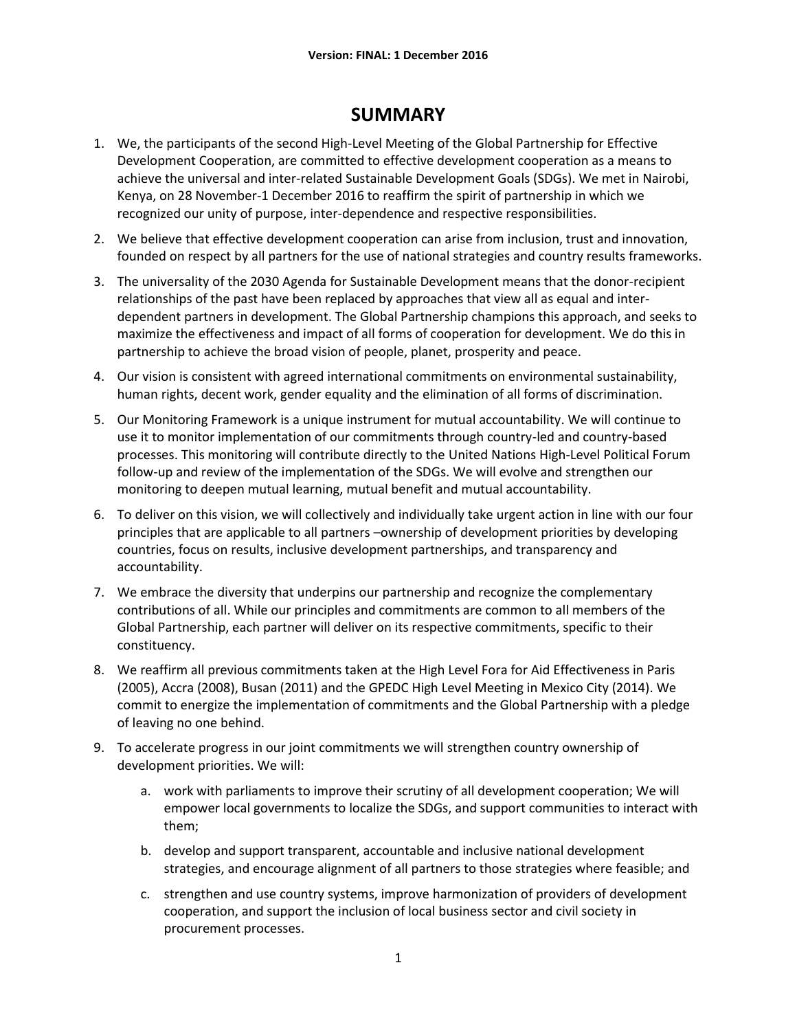# SUMMARY

1. We, the participants of the second High-Level Meeting of the Global Partnership for Effective Development Cooperation, are committed to effective development cooperation as a means to achieve the universal and inter-related Sustainable Development Goals (SDGs). We met in Nairobi, Kenya, on 28 November-1 December 2016 to reaffirm the spirit of partnership in which we recognized our unity of purpose, inter-dependence and respective responsibilities.

2. We believe that effective development cooperation can arise from inclusion, trust and innovation, founded on respect by all partners for the use of national strategies and country results frameworks.

3. The universality of the 2030 Agenda for Sustainable Development means that the donor-recipient relationships of the past have been replaced by approaches that view all as equal and inter-dependent partners in development. The Global Partnership champions this approach, and seeks to maximize the effectiveness and impact of all forms of cooperation for development. We do this in partnership to achieve the broad vision of people, planet, prosperity and peace.

4. Our vision is consistent with agreed international commitments on environmental sustainability, human rights, decent work, gender equality and the elimination of all forms of discrimination.

5. Our Monitoring Framework is a unique instrument for mutual accountability. We will continue to use it to monitor implementation of our commitments through country-led and country-based processes. This monitoring will contribute directly to the United Nations High-Level Political Forum follow-up and review of the implementation of the SDGs. We will evolve and strengthen our monitoring to deepen mutual learning, mutual benefit and mutual accountability.

6. To deliver on this vision, we will collectively and individually take urgent action in line with our four principles that are applicable to all partners –ownership of development priorities by developing countries, focus on results, inclusive development partnerships, and transparency and accountability.

7. We embrace the diversity that underpins our partnership and recognize the complementary contributions of all. While our principles and commitments are common to all members of the Global Partnership, each partner will deliver on its respective commitments, specific to their constituency.

8. We reaffirm all previous commitments taken at the High Level Fora for Aid Effectiveness in Paris (2005), Accra (2008), Busan (2011) and the GPEDC High Level Meeting in Mexico City (2014). We commit to energize the implementation of commitments and the Global Partnership with a pledge of leaving no one behind.

9. To accelerate progress in our joint commitments we will strengthen country ownership of development priorities. We will:

    a. work with parliaments to improve their scrutiny of all development cooperation; We will empower local governments to localize the SDGs, and support communities to interact with them;

    b. develop and support transparent, accountable and inclusive national development strategies, and encourage alignment of all partners to those strategies where feasible; and

    c. strengthen and use country systems, improve harmonization of providers of development cooperation, and support the inclusion of local business sector and civil society in procurement processes.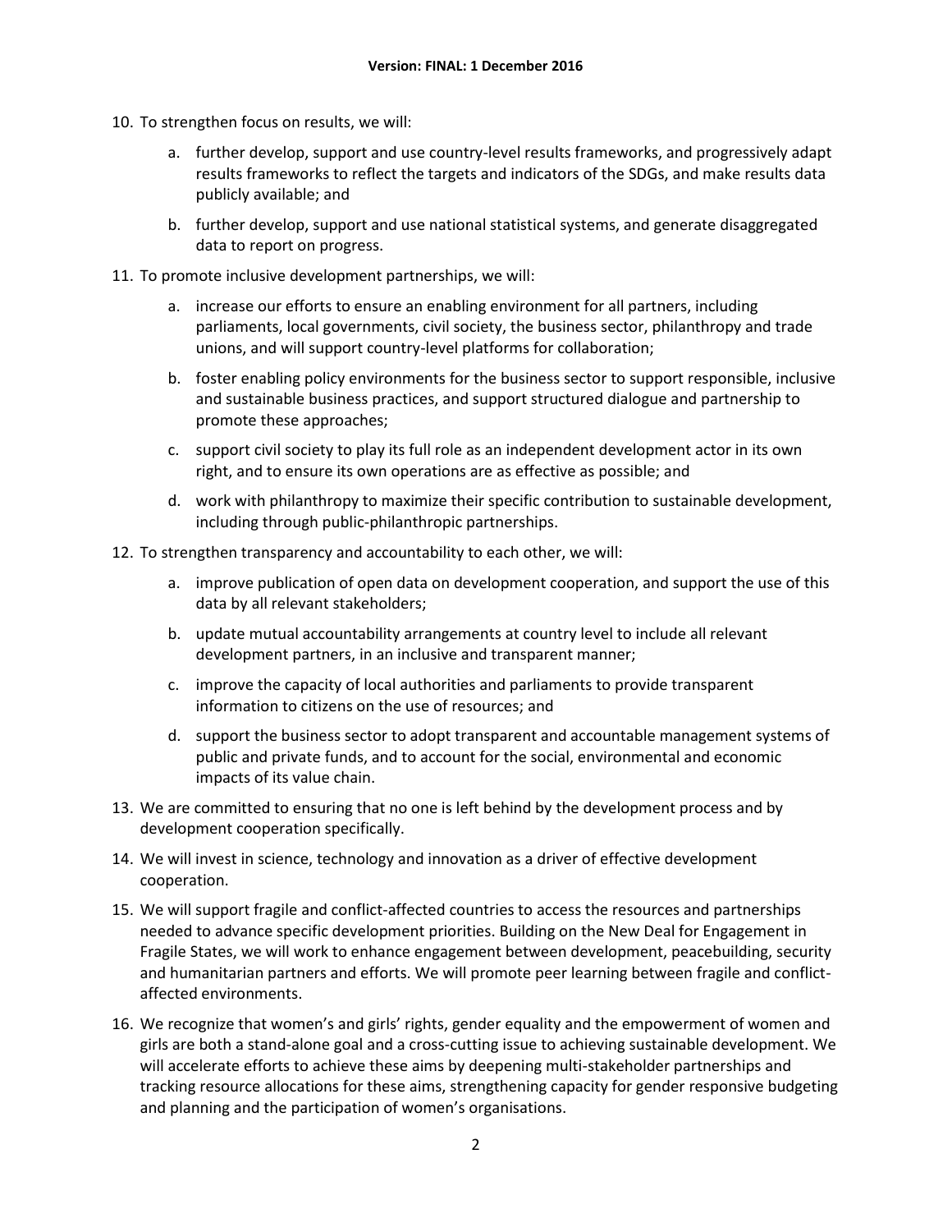10. To strengthen focus on results, we will:

    a. further develop, support and use country-level results frameworks, and progressively adapt results frameworks to reflect the targets and indicators of the SDGs, and make results data publicly available; and

    b. further develop, support and use national statistical systems, and generate disaggregated data to report on progress.

11. To promote inclusive development partnerships, we will:

    a. increase our efforts to ensure an enabling environment for all partners, including parliaments, local governments, civil society, the business sector, philanthropy and trade unions, and will support country-level platforms for collaboration;

    b. foster enabling policy environments for the business sector to support responsible, inclusive and sustainable business practices, and support structured dialogue and partnership to promote these approaches;

    c. support civil society to play its full role as an independent development actor in its own right, and to ensure its own operations are as effective as possible; and

    d. work with philanthropy to maximize their specific contribution to sustainable development, including through public-philanthropic partnerships.

12. To strengthen transparency and accountability to each other, we will:

    a. improve publication of open data on development cooperation, and support the use of this data by all relevant stakeholders;

    b. update mutual accountability arrangements at country level to include all relevant development partners, in an inclusive and transparent manner;

    c. improve the capacity of local authorities and parliaments to provide transparent information to citizens on the use of resources; and

    d. support the business sector to adopt transparent and accountable management systems of public and private funds, and to account for the social, environmental and economic impacts of its value chain.

13. We are committed to ensuring that no one is left behind by the development process and by development cooperation specifically.

14. We will invest in science, technology and innovation as a driver of effective development cooperation.

15. We will support fragile and conflict-affected countries to access the resources and partnerships needed to advance specific development priorities. Building on the New Deal for Engagement in Fragile States, we will work to enhance engagement between development, peacebuilding, security and humanitarian partners and efforts. We will promote peer learning between fragile and conflict-affected environments.

16. We recognize that women's and girls' rights, gender equality and the empowerment of women and girls are both a stand-alone goal and a cross-cutting issue to achieving sustainable development. We will accelerate efforts to achieve these aims by deepening multi-stakeholder partnerships and tracking resource allocations for these aims, strengthening capacity for gender responsive budgeting and planning and the participation of women's organisations.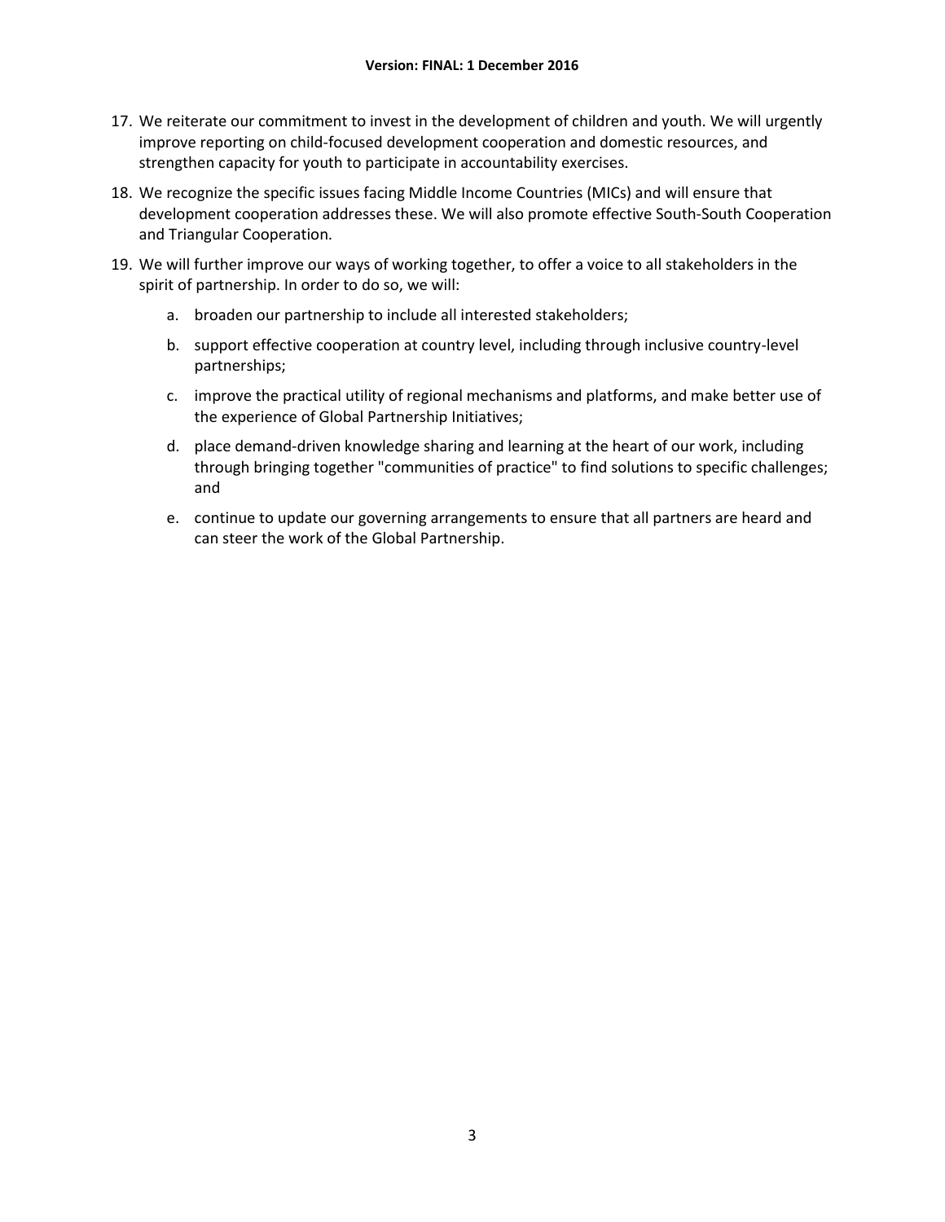17. We reiterate our commitment to invest in the development of children and youth. We will urgently improve reporting on child-focused development cooperation and domestic resources, and strengthen capacity for youth to participate in accountability exercises.
18. We recognize the specific issues facing Middle Income Countries (MICs) and will ensure that development cooperation addresses these. We will also promote effective South-South Cooperation and Triangular Cooperation.
19. We will further improve our ways of working together, to offer a voice to all stakeholders in the spirit of partnership. In order to do so, we will:
    a. broaden our partnership to include all interested stakeholders;
    b. support effective cooperation at country level, including through inclusive country-level partnerships;
    c. improve the practical utility of regional mechanisms and platforms, and make better use of the experience of Global Partnership Initiatives;
    d. place demand-driven knowledge sharing and learning at the heart of our work, including through bringing together "communities of practice" to find solutions to specific challenges; and
    e. continue to update our governing arrangements to ensure that all partners are heard and can steer the work of the Global Partnership.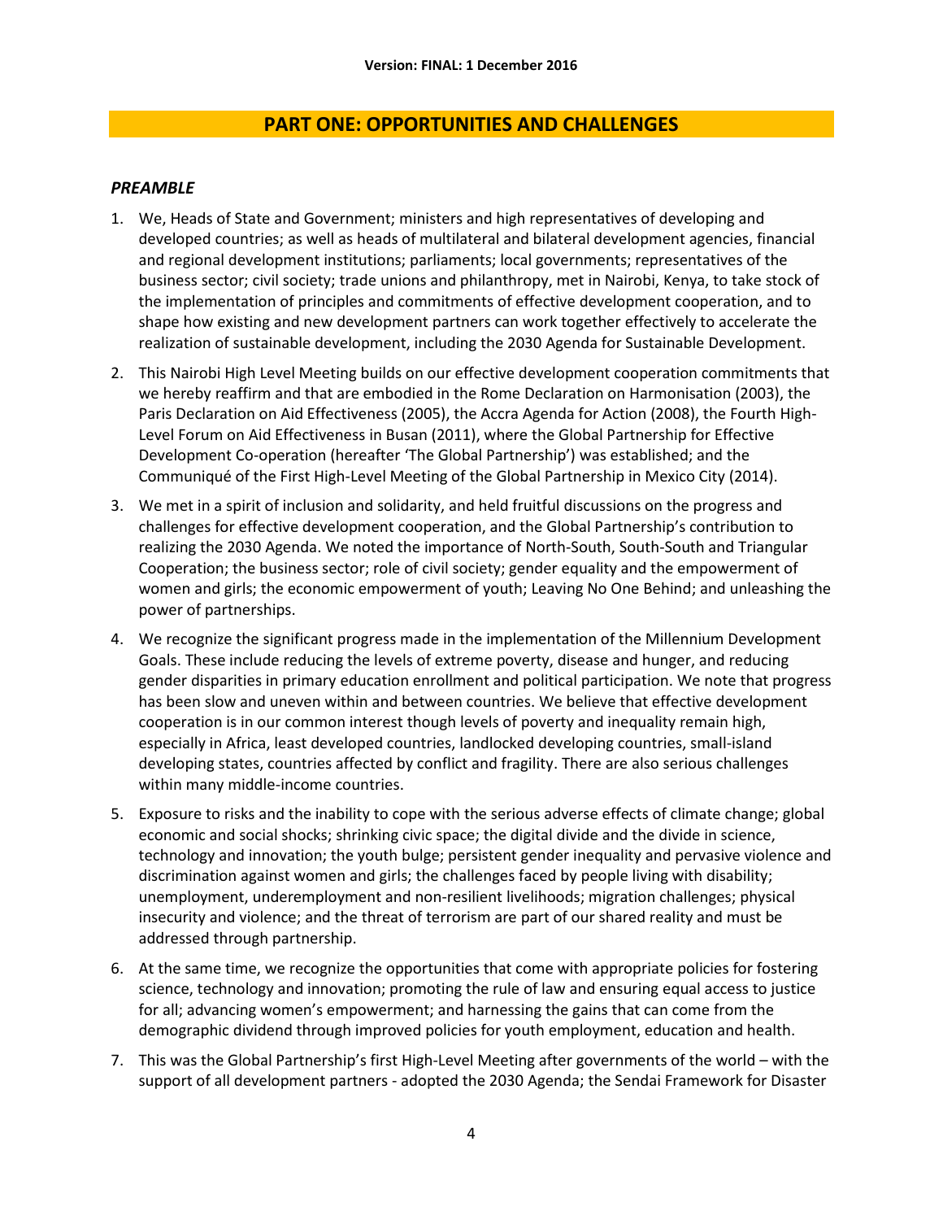## PART ONE: OPPORTUNITIES AND CHALLENGES

### *PREAMBLE*

1. We, Heads of State and Government; ministers and high representatives of developing and developed countries; as well as heads of multilateral and bilateral development agencies, financial and regional development institutions; parliaments; local governments; representatives of the business sector; civil society; trade unions and philanthropy, met in Nairobi, Kenya, to take stock of the implementation of principles and commitments of effective development cooperation, and to shape how existing and new development partners can work together effectively to accelerate the realization of sustainable development, including the 2030 Agenda for Sustainable Development.

2. This Nairobi High Level Meeting builds on our effective development cooperation commitments that we hereby reaffirm and that are embodied in the Rome Declaration on Harmonisation (2003), the Paris Declaration on Aid Effectiveness (2005), the Accra Agenda for Action (2008), the Fourth High-Level Forum on Aid Effectiveness in Busan (2011), where the Global Partnership for Effective Development Co-operation (hereafter 'The Global Partnership') was established; and the Communiqué of the First High-Level Meeting of the Global Partnership in Mexico City (2014).

3. We met in a spirit of inclusion and solidarity, and held fruitful discussions on the progress and challenges for effective development cooperation, and the Global Partnership's contribution to realizing the 2030 Agenda. We noted the importance of North-South, South-South and Triangular Cooperation; the business sector; role of civil society; gender equality and the empowerment of women and girls; the economic empowerment of youth; Leaving No One Behind; and unleashing the power of partnerships.

4. We recognize the significant progress made in the implementation of the Millennium Development Goals. These include reducing the levels of extreme poverty, disease and hunger, and reducing gender disparities in primary education enrollment and political participation. We note that progress has been slow and uneven within and between countries. We believe that effective development cooperation is in our common interest though levels of poverty and inequality remain high, especially in Africa, least developed countries, landlocked developing countries, small-island developing states, countries affected by conflict and fragility. There are also serious challenges within many middle-income countries.

5. Exposure to risks and the inability to cope with the serious adverse effects of climate change; global economic and social shocks; shrinking civic space; the digital divide and the divide in science, technology and innovation; the youth bulge; persistent gender inequality and pervasive violence and discrimination against women and girls; the challenges faced by people living with disability; unemployment, underemployment and non-resilient livelihoods; migration challenges; physical insecurity and violence; and the threat of terrorism are part of our shared reality and must be addressed through partnership.

6. At the same time, we recognize the opportunities that come with appropriate policies for fostering science, technology and innovation; promoting the rule of law and ensuring equal access to justice for all; advancing women's empowerment; and harnessing the gains that can come from the demographic dividend through improved policies for youth employment, education and health.

7. This was the Global Partnership's first High-Level Meeting after governments of the world – with the support of all development partners - adopted the 2030 Agenda; the Sendai Framework for Disaster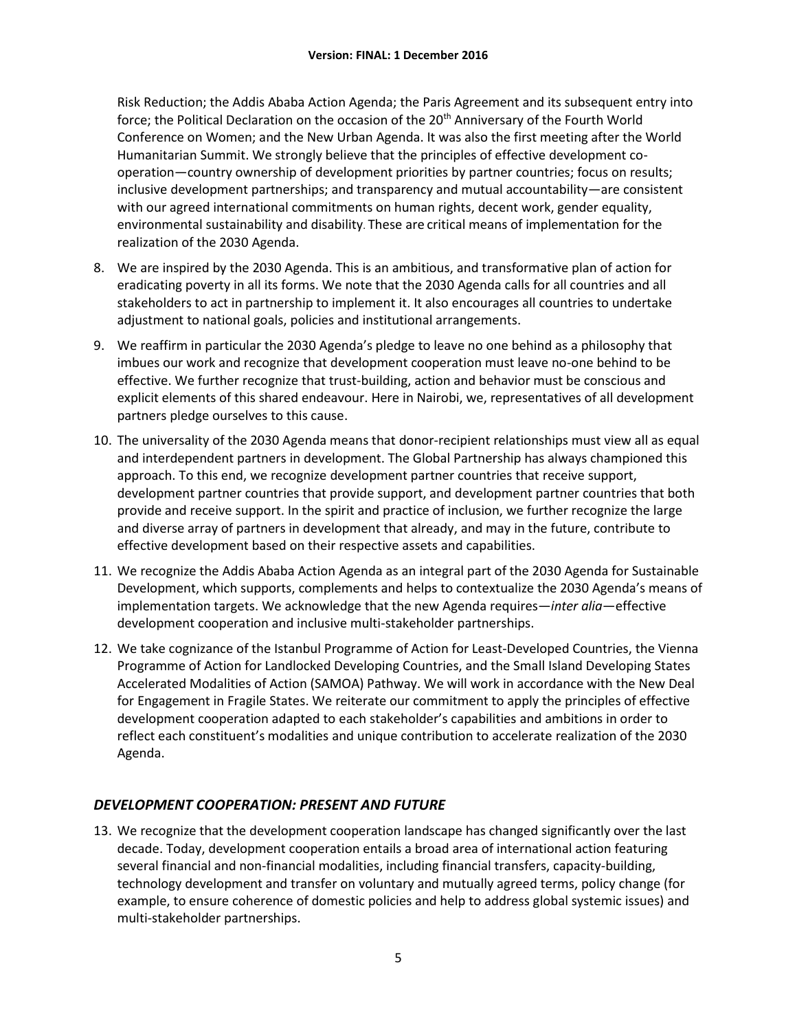Risk Reduction; the Addis Ababa Action Agenda; the Paris Agreement and its subsequent entry into force; the Political Declaration on the occasion of the 20th Anniversary of the Fourth World Conference on Women; and the New Urban Agenda. It was also the first meeting after the World Humanitarian Summit. We strongly believe that the principles of effective development co-operation—country ownership of development priorities by partner countries; focus on results; inclusive development partnerships; and transparency and mutual accountability—are consistent with our agreed international commitments on human rights, decent work, gender equality, environmental sustainability and disability. These are critical means of implementation for the realization of the 2030 Agenda.

8. We are inspired by the 2030 Agenda. This is an ambitious, and transformative plan of action for eradicating poverty in all its forms. We note that the 2030 Agenda calls for all countries and all stakeholders to act in partnership to implement it. It also encourages all countries to undertake adjustment to national goals, policies and institutional arrangements.

9. We reaffirm in particular the 2030 Agenda's pledge to leave no one behind as a philosophy that imbues our work and recognize that development cooperation must leave no-one behind to be effective. We further recognize that trust-building, action and behavior must be conscious and explicit elements of this shared endeavour. Here in Nairobi, we, representatives of all development partners pledge ourselves to this cause.

10. The universality of the 2030 Agenda means that donor-recipient relationships must view all as equal and interdependent partners in development. The Global Partnership has always championed this approach. To this end, we recognize development partner countries that receive support, development partner countries that provide support, and development partner countries that both provide and receive support. In the spirit and practice of inclusion, we further recognize the large and diverse array of partners in development that already, and may in the future, contribute to effective development based on their respective assets and capabilities.

11. We recognize the Addis Ababa Action Agenda as an integral part of the 2030 Agenda for Sustainable Development, which supports, complements and helps to contextualize the 2030 Agenda's means of implementation targets. We acknowledge that the new Agenda requires—*inter alia*—effective development cooperation and inclusive multi-stakeholder partnerships.

12. We take cognizance of the Istanbul Programme of Action for Least-Developed Countries, the Vienna Programme of Action for Landlocked Developing Countries, and the Small Island Developing States Accelerated Modalities of Action (SAMOA) Pathway. We will work in accordance with the New Deal for Engagement in Fragile States. We reiterate our commitment to apply the principles of effective development cooperation adapted to each stakeholder's capabilities and ambitions in order to reflect each constituent's modalities and unique contribution to accelerate realization of the 2030 Agenda.

## *DEVELOPMENT COOPERATION: PRESENT AND FUTURE*

13. We recognize that the development cooperation landscape has changed significantly over the last decade. Today, development cooperation entails a broad area of international action featuring several financial and non-financial modalities, including financial transfers, capacity-building, technology development and transfer on voluntary and mutually agreed terms, policy change (for example, to ensure coherence of domestic policies and help to address global systemic issues) and multi-stakeholder partnerships.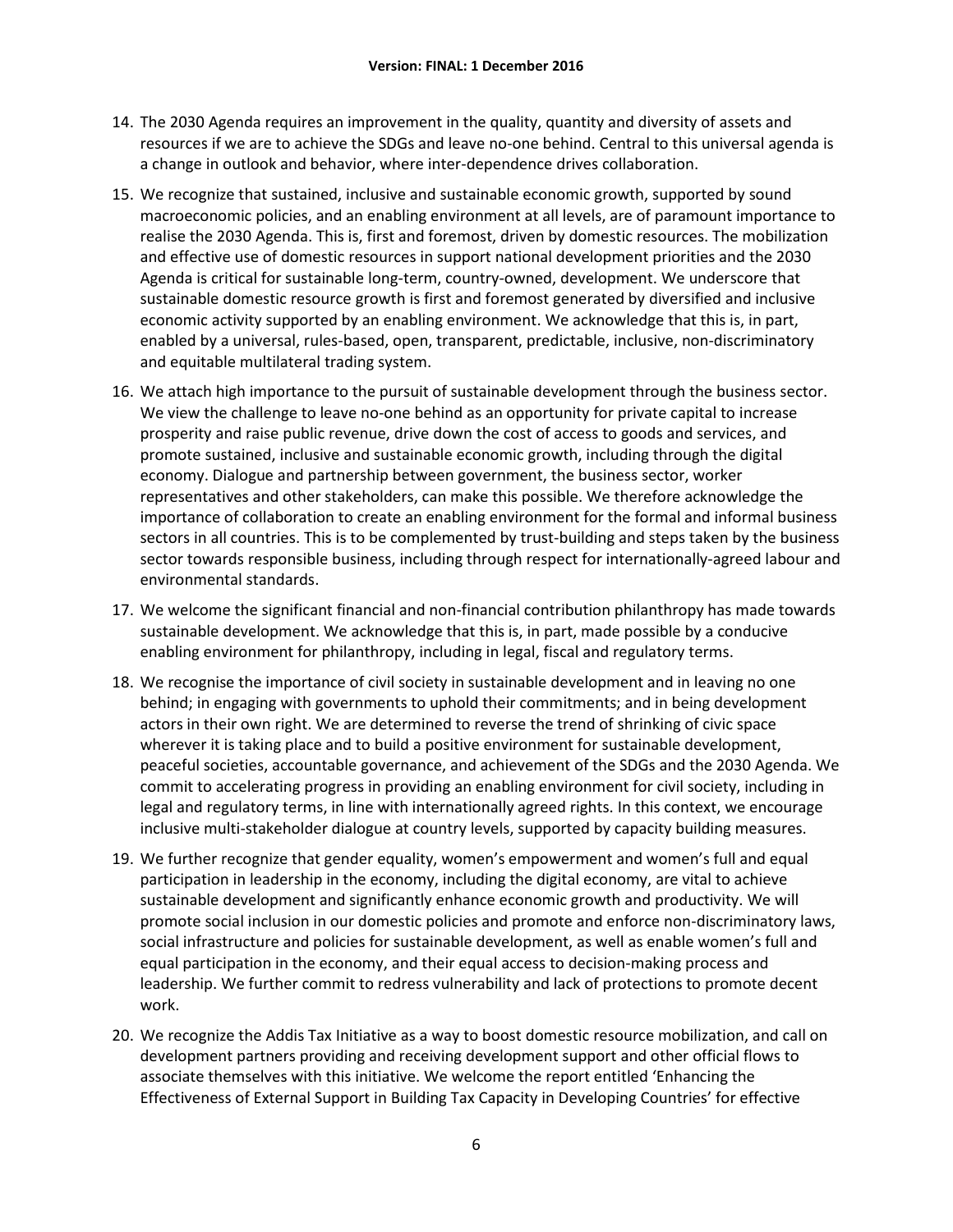14. The 2030 Agenda requires an improvement in the quality, quantity and diversity of assets and resources if we are to achieve the SDGs and leave no-one behind. Central to this universal agenda is a change in outlook and behavior, where inter-dependence drives collaboration.

15. We recognize that sustained, inclusive and sustainable economic growth, supported by sound macroeconomic policies, and an enabling environment at all levels, are of paramount importance to realise the 2030 Agenda. This is, first and foremost, driven by domestic resources. The mobilization and effective use of domestic resources in support national development priorities and the 2030 Agenda is critical for sustainable long-term, country-owned, development. We underscore that sustainable domestic resource growth is first and foremost generated by diversified and inclusive economic activity supported by an enabling environment. We acknowledge that this is, in part, enabled by a universal, rules-based, open, transparent, predictable, inclusive, non-discriminatory and equitable multilateral trading system.

16. We attach high importance to the pursuit of sustainable development through the business sector. We view the challenge to leave no-one behind as an opportunity for private capital to increase prosperity and raise public revenue, drive down the cost of access to goods and services, and promote sustained, inclusive and sustainable economic growth, including through the digital economy. Dialogue and partnership between government, the business sector, worker representatives and other stakeholders, can make this possible. We therefore acknowledge the importance of collaboration to create an enabling environment for the formal and informal business sectors in all countries. This is to be complemented by trust-building and steps taken by the business sector towards responsible business, including through respect for internationally-agreed labour and environmental standards.

17. We welcome the significant financial and non-financial contribution philanthropy has made towards sustainable development. We acknowledge that this is, in part, made possible by a conducive enabling environment for philanthropy, including in legal, fiscal and regulatory terms.

18. We recognise the importance of civil society in sustainable development and in leaving no one behind; in engaging with governments to uphold their commitments; and in being development actors in their own right. We are determined to reverse the trend of shrinking of civic space wherever it is taking place and to build a positive environment for sustainable development, peaceful societies, accountable governance, and achievement of the SDGs and the 2030 Agenda. We commit to accelerating progress in providing an enabling environment for civil society, including in legal and regulatory terms, in line with internationally agreed rights. In this context, we encourage inclusive multi-stakeholder dialogue at country levels, supported by capacity building measures.

19. We further recognize that gender equality, women's empowerment and women's full and equal participation in leadership in the economy, including the digital economy, are vital to achieve sustainable development and significantly enhance economic growth and productivity. We will promote social inclusion in our domestic policies and promote and enforce non-discriminatory laws, social infrastructure and policies for sustainable development, as well as enable women's full and equal participation in the economy, and their equal access to decision-making process and leadership. We further commit to redress vulnerability and lack of protections to promote decent work.

20. We recognize the Addis Tax Initiative as a way to boost domestic resource mobilization, and call on development partners providing and receiving development support and other official flows to associate themselves with this initiative. We welcome the report entitled 'Enhancing the Effectiveness of External Support in Building Tax Capacity in Developing Countries' for effective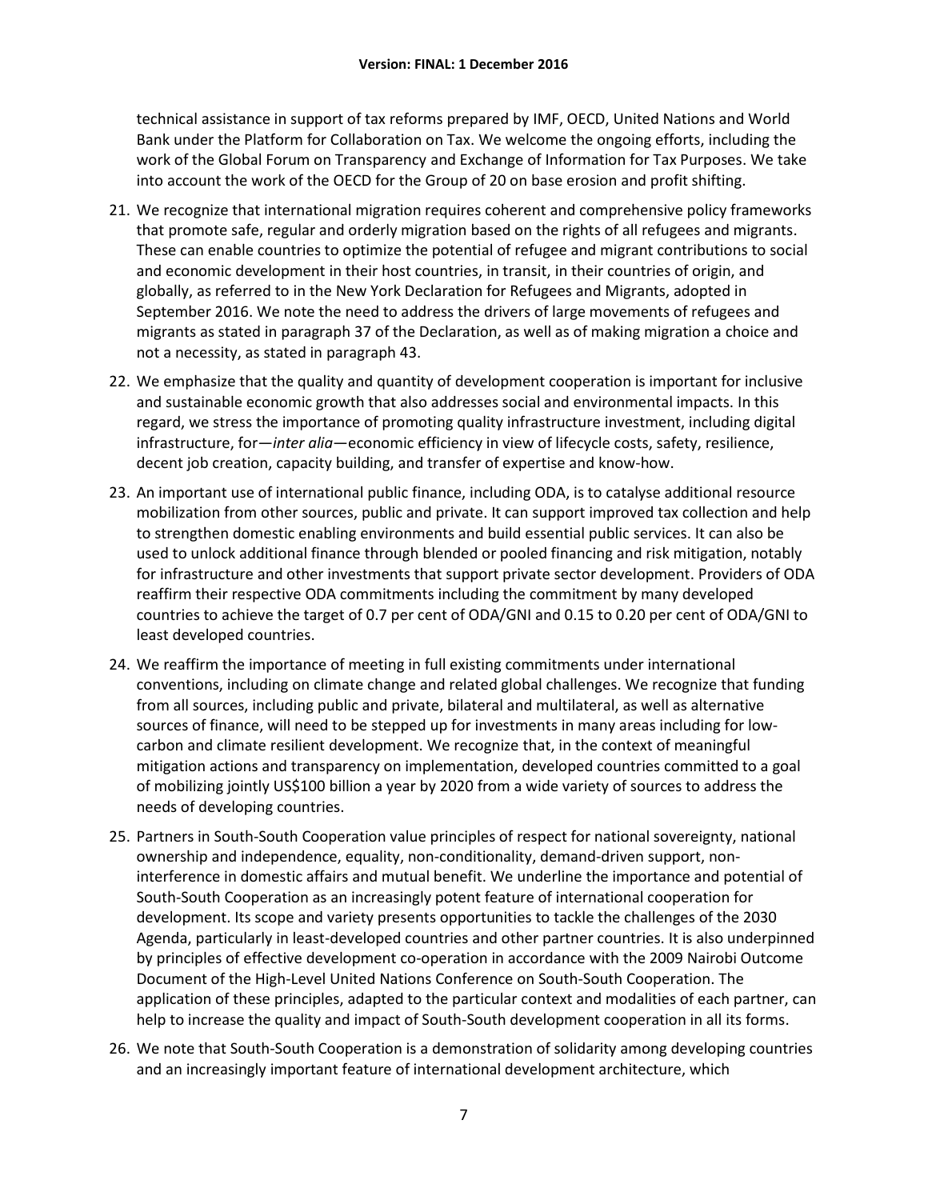technical assistance in support of tax reforms prepared by IMF, OECD, United Nations and World Bank under the Platform for Collaboration on Tax. We welcome the ongoing efforts, including the work of the Global Forum on Transparency and Exchange of Information for Tax Purposes. We take into account the work of the OECD for the Group of 20 on base erosion and profit shifting.

21. We recognize that international migration requires coherent and comprehensive policy frameworks that promote safe, regular and orderly migration based on the rights of all refugees and migrants. These can enable countries to optimize the potential of refugee and migrant contributions to social and economic development in their host countries, in transit, in their countries of origin, and globally, as referred to in the New York Declaration for Refugees and Migrants, adopted in September 2016. We note the need to address the drivers of large movements of refugees and migrants as stated in paragraph 37 of the Declaration, as well as of making migration a choice and not a necessity, as stated in paragraph 43.

22. We emphasize that the quality and quantity of development cooperation is important for inclusive and sustainable economic growth that also addresses social and environmental impacts. In this regard, we stress the importance of promoting quality infrastructure investment, including digital infrastructure, for—*inter alia*—economic efficiency in view of lifecycle costs, safety, resilience, decent job creation, capacity building, and transfer of expertise and know-how.

23. An important use of international public finance, including ODA, is to catalyse additional resource mobilization from other sources, public and private. It can support improved tax collection and help to strengthen domestic enabling environments and build essential public services. It can also be used to unlock additional finance through blended or pooled financing and risk mitigation, notably for infrastructure and other investments that support private sector development. Providers of ODA reaffirm their respective ODA commitments including the commitment by many developed countries to achieve the target of 0.7 per cent of ODA/GNI and 0.15 to 0.20 per cent of ODA/GNI to least developed countries.

24. We reaffirm the importance of meeting in full existing commitments under international conventions, including on climate change and related global challenges. We recognize that funding from all sources, including public and private, bilateral and multilateral, as well as alternative sources of finance, will need to be stepped up for investments in many areas including for low-carbon and climate resilient development. We recognize that, in the context of meaningful mitigation actions and transparency on implementation, developed countries committed to a goal of mobilizing jointly US$100 billion a year by 2020 from a wide variety of sources to address the needs of developing countries.

25. Partners in South-South Cooperation value principles of respect for national sovereignty, national ownership and independence, equality, non-conditionality, demand-driven support, non-interference in domestic affairs and mutual benefit. We underline the importance and potential of South-South Cooperation as an increasingly potent feature of international cooperation for development. Its scope and variety presents opportunities to tackle the challenges of the 2030 Agenda, particularly in least-developed countries and other partner countries. It is also underpinned by principles of effective development co-operation in accordance with the 2009 Nairobi Outcome Document of the High-Level United Nations Conference on South-South Cooperation. The application of these principles, adapted to the particular context and modalities of each partner, can help to increase the quality and impact of South-South development cooperation in all its forms.

26. We note that South-South Cooperation is a demonstration of solidarity among developing countries and an increasingly important feature of international development architecture, which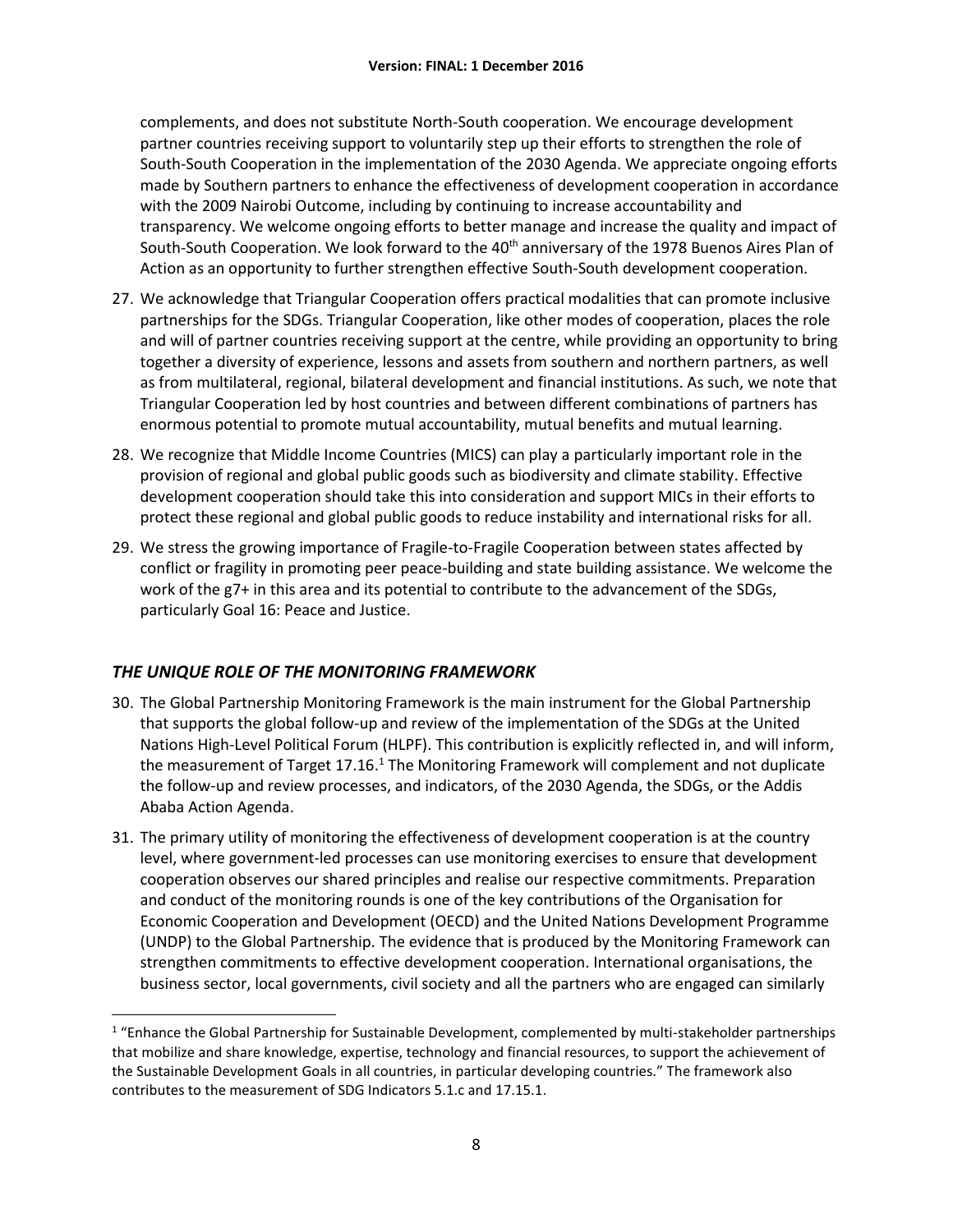complements, and does not substitute North-South cooperation. We encourage development partner countries receiving support to voluntarily step up their efforts to strengthen the role of South-South Cooperation in the implementation of the 2030 Agenda. We appreciate ongoing efforts made by Southern partners to enhance the effectiveness of development cooperation in accordance with the 2009 Nairobi Outcome, including by continuing to increase accountability and transparency. We welcome ongoing efforts to better manage and increase the quality and impact of South-South Cooperation. We look forward to the 40th anniversary of the 1978 Buenos Aires Plan of Action as an opportunity to further strengthen effective South-South development cooperation.

27. We acknowledge that Triangular Cooperation offers practical modalities that can promote inclusive partnerships for the SDGs. Triangular Cooperation, like other modes of cooperation, places the role and will of partner countries receiving support at the centre, while providing an opportunity to bring together a diversity of experience, lessons and assets from southern and northern partners, as well as from multilateral, regional, bilateral development and financial institutions. As such, we note that Triangular Cooperation led by host countries and between different combinations of partners has enormous potential to promote mutual accountability, mutual benefits and mutual learning.

28. We recognize that Middle Income Countries (MICS) can play a particularly important role in the provision of regional and global public goods such as biodiversity and climate stability. Effective development cooperation should take this into consideration and support MICs in their efforts to protect these regional and global public goods to reduce instability and international risks for all.

29. We stress the growing importance of Fragile-to-Fragile Cooperation between states affected by conflict or fragility in promoting peer peace-building and state building assistance. We welcome the work of the g7+ in this area and its potential to contribute to the advancement of the SDGs, particularly Goal 16: Peace and Justice.

## *THE UNIQUE ROLE OF THE MONITORING FRAMEWORK*

30. The Global Partnership Monitoring Framework is the main instrument for the Global Partnership that supports the global follow-up and review of the implementation of the SDGs at the United Nations High-Level Political Forum (HLPF). This contribution is explicitly reflected in, and will inform, the measurement of Target 17.16.[1] The Monitoring Framework will complement and not duplicate the follow-up and review processes, and indicators, of the 2030 Agenda, the SDGs, or the Addis Ababa Action Agenda.

31. The primary utility of monitoring the effectiveness of development cooperation is at the country level, where government-led processes can use monitoring exercises to ensure that development cooperation observes our shared principles and realise our respective commitments. Preparation and conduct of the monitoring rounds is one of the key contributions of the Organisation for Economic Cooperation and Development (OECD) and the United Nations Development Programme (UNDP) to the Global Partnership. The evidence that is produced by the Monitoring Framework can strengthen commitments to effective development cooperation. International organisations, the business sector, local governments, civil society and all the partners who are engaged can similarly

[1] "Enhance the Global Partnership for Sustainable Development, complemented by multi-stakeholder partnerships that mobilize and share knowledge, expertise, technology and financial resources, to support the achievement of the Sustainable Development Goals in all countries, in particular developing countries." The framework also contributes to the measurement of SDG Indicators 5.1.c and 17.15.1.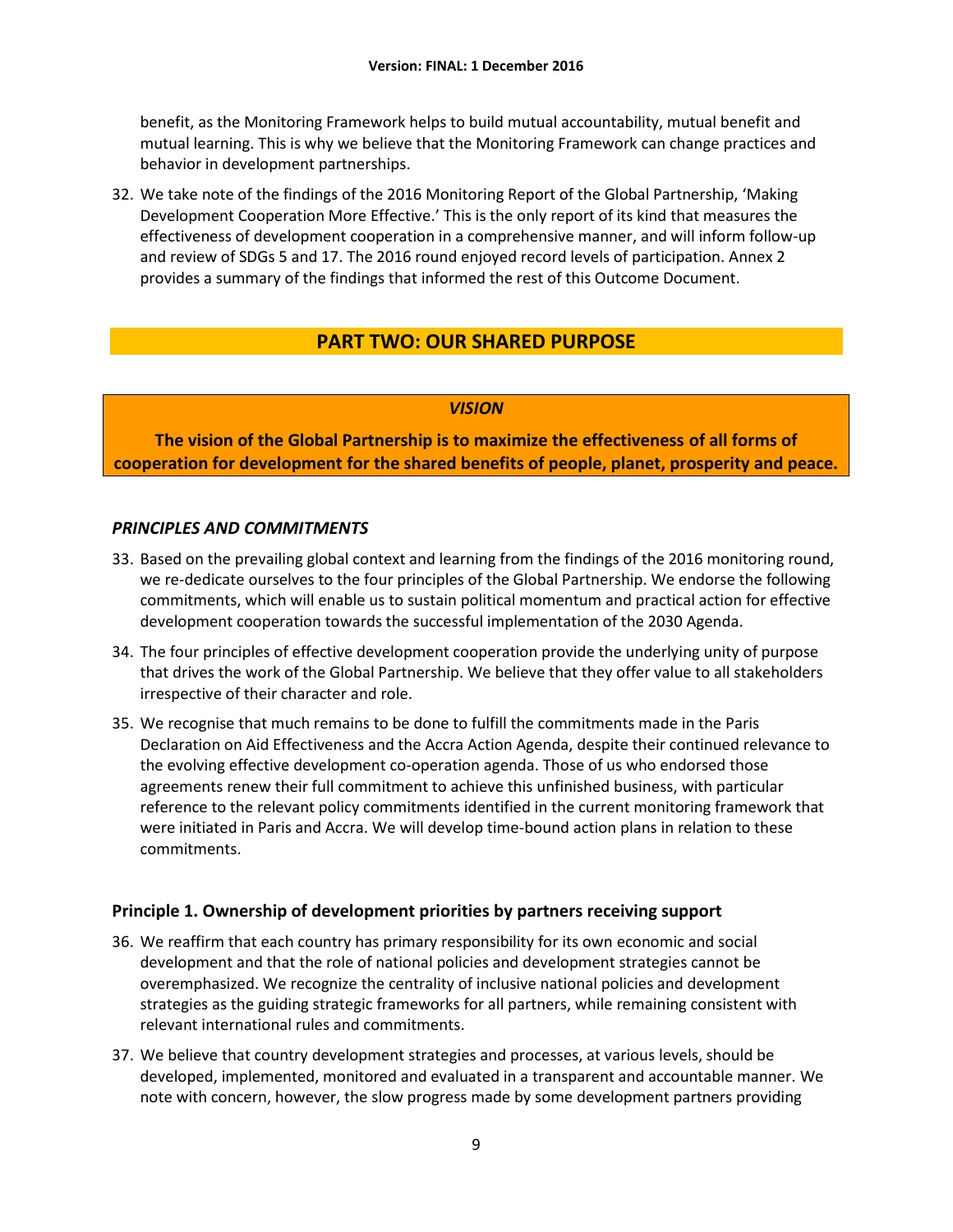benefit, as the Monitoring Framework helps to build mutual accountability, mutual benefit and mutual learning. This is why we believe that the Monitoring Framework can change practices and behavior in development partnerships.

32. We take note of the findings of the 2016 Monitoring Report of the Global Partnership, 'Making Development Cooperation More Effective.' This is the only report of its kind that measures the effectiveness of development cooperation in a comprehensive manner, and will inform follow-up and review of SDGs 5 and 17. The 2016 round enjoyed record levels of participation. Annex 2 provides a summary of the findings that informed the rest of this Outcome Document.

## PART TWO: OUR SHARED PURPOSE

***VISION***

**The vision of the Global Partnership is to maximize the effectiveness of all forms of cooperation for development for the shared benefits of people, planet, prosperity and peace.**

### *PRINCIPLES AND COMMITMENTS*

33. Based on the prevailing global context and learning from the findings of the 2016 monitoring round, we re-dedicate ourselves to the four principles of the Global Partnership. We endorse the following commitments, which will enable us to sustain political momentum and practical action for effective development cooperation towards the successful implementation of the 2030 Agenda.

34. The four principles of effective development cooperation provide the underlying unity of purpose that drives the work of the Global Partnership. We believe that they offer value to all stakeholders irrespective of their character and role.

35. We recognise that much remains to be done to fulfill the commitments made in the Paris Declaration on Aid Effectiveness and the Accra Action Agenda, despite their continued relevance to the evolving effective development co-operation agenda. Those of us who endorsed those agreements renew their full commitment to achieve this unfinished business, with particular reference to the relevant policy commitments identified in the current monitoring framework that were initiated in Paris and Accra. We will develop time-bound action plans in relation to these commitments.

### Principle 1. Ownership of development priorities by partners receiving support

36. We reaffirm that each country has primary responsibility for its own economic and social development and that the role of national policies and development strategies cannot be overemphasized. We recognize the centrality of inclusive national policies and development strategies as the guiding strategic frameworks for all partners, while remaining consistent with relevant international rules and commitments.

37. We believe that country development strategies and processes, at various levels, should be developed, implemented, monitored and evaluated in a transparent and accountable manner. We note with concern, however, the slow progress made by some development partners providing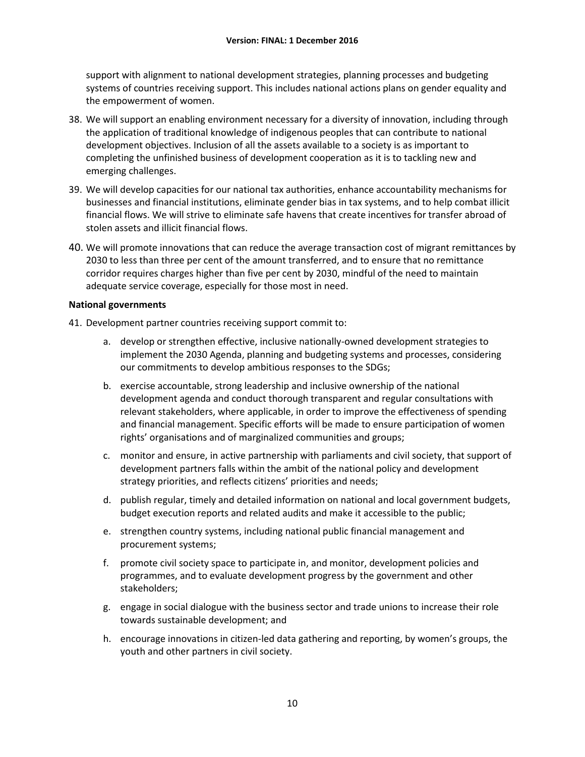support with alignment to national development strategies, planning processes and budgeting systems of countries receiving support. This includes national actions plans on gender equality and the empowerment of women.

38. We will support an enabling environment necessary for a diversity of innovation, including through the application of traditional knowledge of indigenous peoples that can contribute to national development objectives. Inclusion of all the assets available to a society is as important to completing the unfinished business of development cooperation as it is to tackling new and emerging challenges.

39. We will develop capacities for our national tax authorities, enhance accountability mechanisms for businesses and financial institutions, eliminate gender bias in tax systems, and to help combat illicit financial flows. We will strive to eliminate safe havens that create incentives for transfer abroad of stolen assets and illicit financial flows.

40. We will promote innovations that can reduce the average transaction cost of migrant remittances by 2030 to less than three per cent of the amount transferred, and to ensure that no remittance corridor requires charges higher than five per cent by 2030, mindful of the need to maintain adequate service coverage, especially for those most in need.

**National governments**

41. Development partner countries receiving support commit to:

    a. develop or strengthen effective, inclusive nationally-owned development strategies to implement the 2030 Agenda, planning and budgeting systems and processes, considering our commitments to develop ambitious responses to the SDGs;

    b. exercise accountable, strong leadership and inclusive ownership of the national development agenda and conduct thorough transparent and regular consultations with relevant stakeholders, where applicable, in order to improve the effectiveness of spending and financial management. Specific efforts will be made to ensure participation of women rights' organisations and of marginalized communities and groups;

    c. monitor and ensure, in active partnership with parliaments and civil society, that support of development partners falls within the ambit of the national policy and development strategy priorities, and reflects citizens' priorities and needs;

    d. publish regular, timely and detailed information on national and local government budgets, budget execution reports and related audits and make it accessible to the public;

    e. strengthen country systems, including national public financial management and procurement systems;

    f. promote civil society space to participate in, and monitor, development policies and programmes, and to evaluate development progress by the government and other stakeholders;

    g. engage in social dialogue with the business sector and trade unions to increase their role towards sustainable development; and

    h. encourage innovations in citizen-led data gathering and reporting, by women's groups, the youth and other partners in civil society.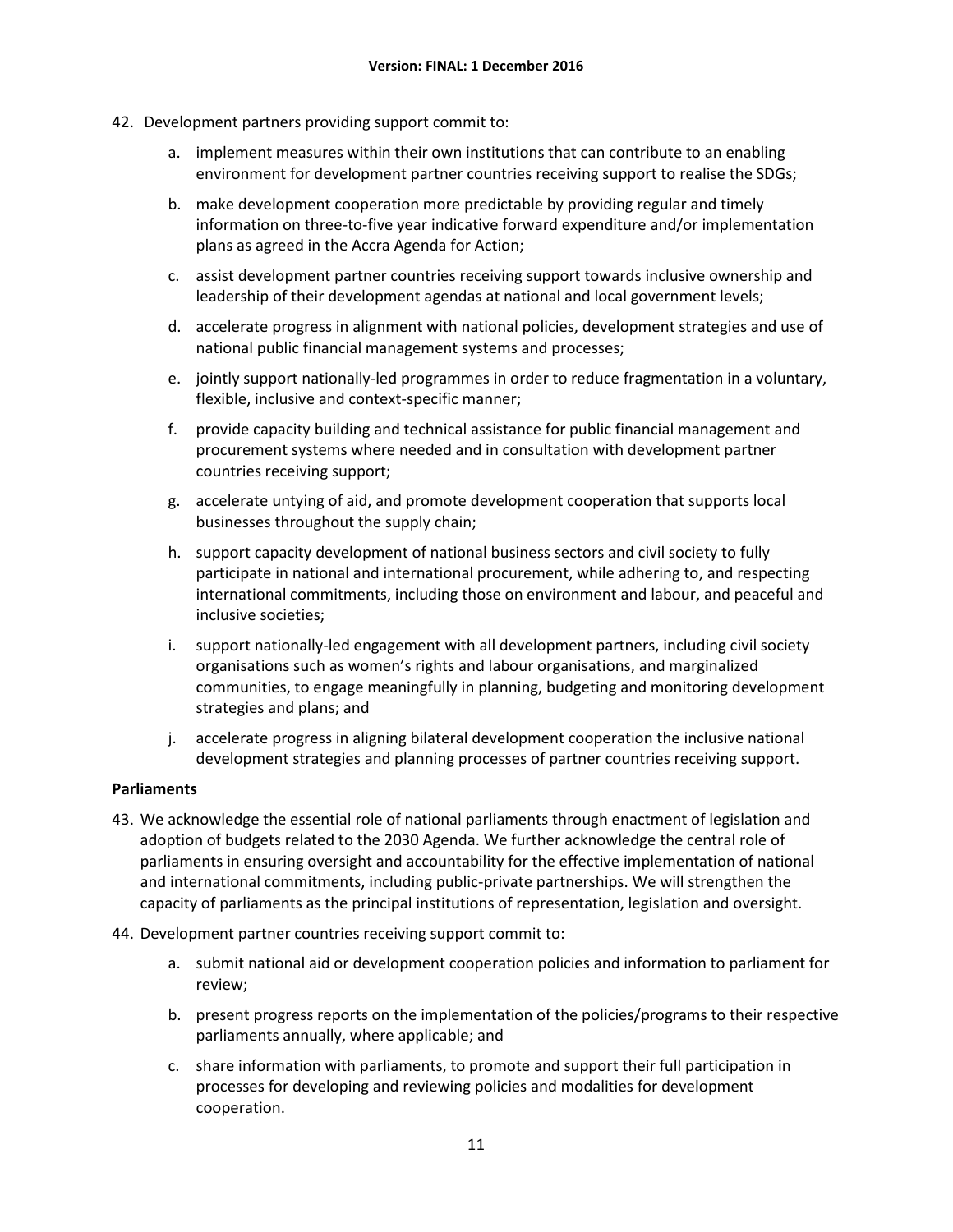42. Development partners providing support commit to:

    a. implement measures within their own institutions that can contribute to an enabling environment for development partner countries receiving support to realise the SDGs;

    b. make development cooperation more predictable by providing regular and timely information on three-to-five year indicative forward expenditure and/or implementation plans as agreed in the Accra Agenda for Action;

    c. assist development partner countries receiving support towards inclusive ownership and leadership of their development agendas at national and local government levels;

    d. accelerate progress in alignment with national policies, development strategies and use of national public financial management systems and processes;

    e. jointly support nationally-led programmes in order to reduce fragmentation in a voluntary, flexible, inclusive and context-specific manner;

    f. provide capacity building and technical assistance for public financial management and procurement systems where needed and in consultation with development partner countries receiving support;

    g. accelerate untying of aid, and promote development cooperation that supports local businesses throughout the supply chain;

    h. support capacity development of national business sectors and civil society to fully participate in national and international procurement, while adhering to, and respecting international commitments, including those on environment and labour, and peaceful and inclusive societies;

    i. support nationally-led engagement with all development partners, including civil society organisations such as women's rights and labour organisations, and marginalized communities, to engage meaningfully in planning, budgeting and monitoring development strategies and plans; and

    j. accelerate progress in aligning bilateral development cooperation the inclusive national development strategies and planning processes of partner countries receiving support.

**Parliaments**

43. We acknowledge the essential role of national parliaments through enactment of legislation and adoption of budgets related to the 2030 Agenda. We further acknowledge the central role of parliaments in ensuring oversight and accountability for the effective implementation of national and international commitments, including public-private partnerships. We will strengthen the capacity of parliaments as the principal institutions of representation, legislation and oversight.

44. Development partner countries receiving support commit to:

    a. submit national aid or development cooperation policies and information to parliament for review;

    b. present progress reports on the implementation of the policies/programs to their respective parliaments annually, where applicable; and

    c. share information with parliaments, to promote and support their full participation in processes for developing and reviewing policies and modalities for development cooperation.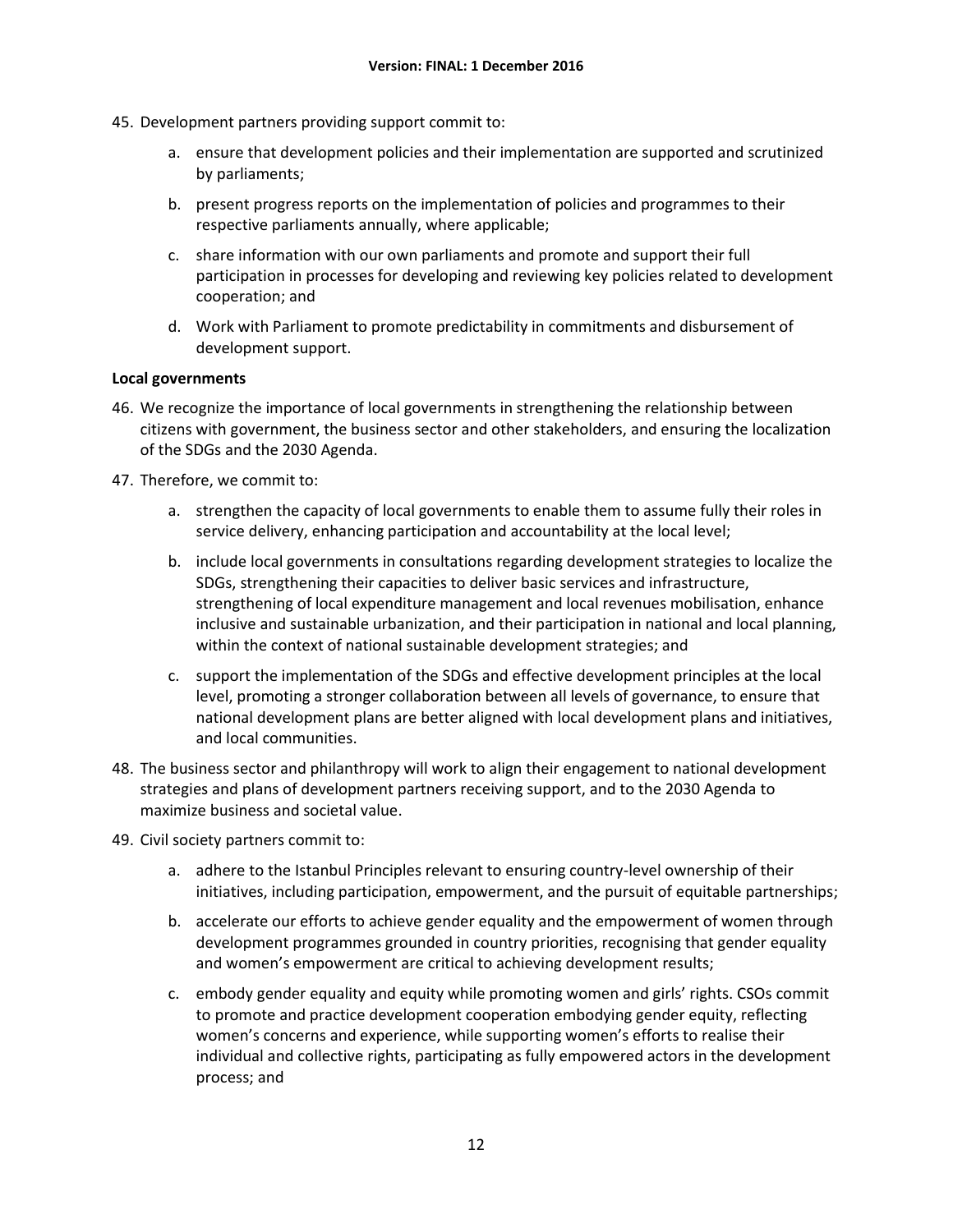45. Development partners providing support commit to:

    a. ensure that development policies and their implementation are supported and scrutinized by parliaments;

    b. present progress reports on the implementation of policies and programmes to their respective parliaments annually, where applicable;

    c. share information with our own parliaments and promote and support their full participation in processes for developing and reviewing key policies related to development cooperation; and

    d. Work with Parliament to promote predictability in commitments and disbursement of development support.

**Local governments**

46. We recognize the importance of local governments in strengthening the relationship between citizens with government, the business sector and other stakeholders, and ensuring the localization of the SDGs and the 2030 Agenda.

47. Therefore, we commit to:

    a. strengthen the capacity of local governments to enable them to assume fully their roles in service delivery, enhancing participation and accountability at the local level;

    b. include local governments in consultations regarding development strategies to localize the SDGs, strengthening their capacities to deliver basic services and infrastructure, strengthening of local expenditure management and local revenues mobilisation, enhance inclusive and sustainable urbanization, and their participation in national and local planning, within the context of national sustainable development strategies; and

    c. support the implementation of the SDGs and effective development principles at the local level, promoting a stronger collaboration between all levels of governance, to ensure that national development plans are better aligned with local development plans and initiatives, and local communities.

48. The business sector and philanthropy will work to align their engagement to national development strategies and plans of development partners receiving support, and to the 2030 Agenda to maximize business and societal value.

49. Civil society partners commit to:

    a. adhere to the Istanbul Principles relevant to ensuring country-level ownership of their initiatives, including participation, empowerment, and the pursuit of equitable partnerships;

    b. accelerate our efforts to achieve gender equality and the empowerment of women through development programmes grounded in country priorities, recognising that gender equality and women's empowerment are critical to achieving development results;

    c. embody gender equality and equity while promoting women and girls' rights. CSOs commit to promote and practice development cooperation embodying gender equity, reflecting women's concerns and experience, while supporting women's efforts to realise their individual and collective rights, participating as fully empowered actors in the development process; and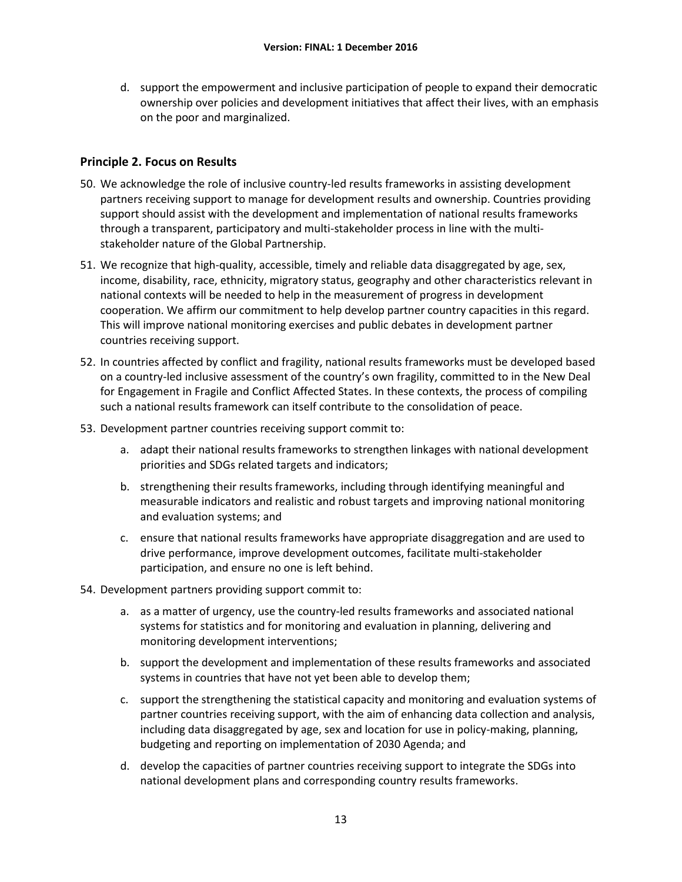d. support the empowerment and inclusive participation of people to expand their democratic ownership over policies and development initiatives that affect their lives, with an emphasis on the poor and marginalized.

### Principle 2. Focus on Results

50. We acknowledge the role of inclusive country-led results frameworks in assisting development partners receiving support to manage for development results and ownership. Countries providing support should assist with the development and implementation of national results frameworks through a transparent, participatory and multi-stakeholder process in line with the multi-stakeholder nature of the Global Partnership.

51. We recognize that high-quality, accessible, timely and reliable data disaggregated by age, sex, income, disability, race, ethnicity, migratory status, geography and other characteristics relevant in national contexts will be needed to help in the measurement of progress in development cooperation. We affirm our commitment to help develop partner country capacities in this regard. This will improve national monitoring exercises and public debates in development partner countries receiving support.

52. In countries affected by conflict and fragility, national results frameworks must be developed based on a country-led inclusive assessment of the country's own fragility, committed to in the New Deal for Engagement in Fragile and Conflict Affected States. In these contexts, the process of compiling such a national results framework can itself contribute to the consolidation of peace.

53. Development partner countries receiving support commit to:

    a. adapt their national results frameworks to strengthen linkages with national development priorities and SDGs related targets and indicators;

    b. strengthening their results frameworks, including through identifying meaningful and measurable indicators and realistic and robust targets and improving national monitoring and evaluation systems; and

    c. ensure that national results frameworks have appropriate disaggregation and are used to drive performance, improve development outcomes, facilitate multi-stakeholder participation, and ensure no one is left behind.

54. Development partners providing support commit to:

    a. as a matter of urgency, use the country-led results frameworks and associated national systems for statistics and for monitoring and evaluation in planning, delivering and monitoring development interventions;

    b. support the development and implementation of these results frameworks and associated systems in countries that have not yet been able to develop them;

    c. support the strengthening the statistical capacity and monitoring and evaluation systems of partner countries receiving support, with the aim of enhancing data collection and analysis, including data disaggregated by age, sex and location for use in policy-making, planning, budgeting and reporting on implementation of 2030 Agenda; and

    d. develop the capacities of partner countries receiving support to integrate the SDGs into national development plans and corresponding country results frameworks.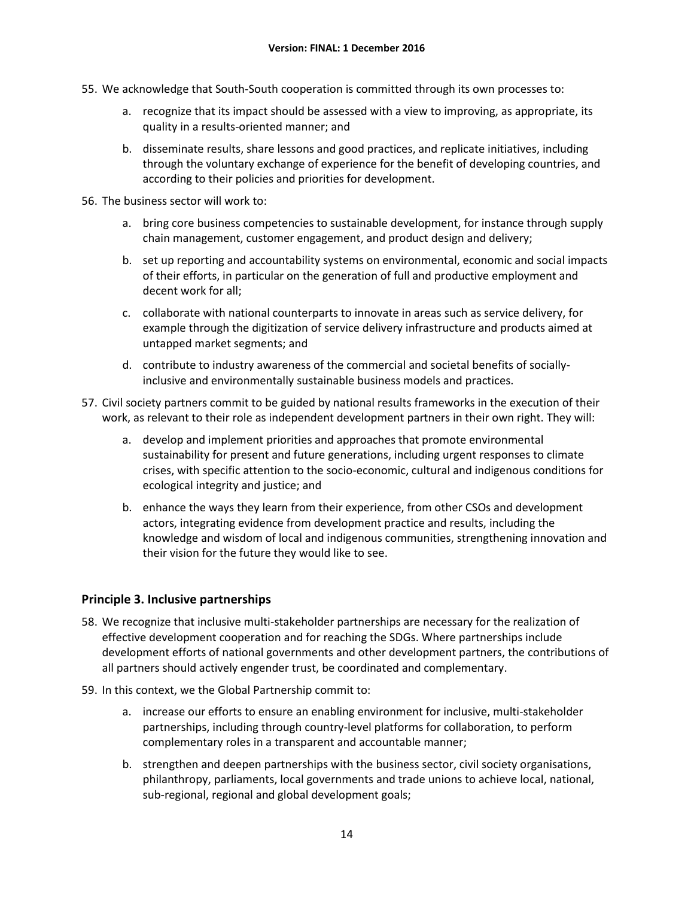55. We acknowledge that South-South cooperation is committed through its own processes to:

    a. recognize that its impact should be assessed with a view to improving, as appropriate, its quality in a results-oriented manner; and

    b. disseminate results, share lessons and good practices, and replicate initiatives, including through the voluntary exchange of experience for the benefit of developing countries, and according to their policies and priorities for development.

56. The business sector will work to:

    a. bring core business competencies to sustainable development, for instance through supply chain management, customer engagement, and product design and delivery;

    b. set up reporting and accountability systems on environmental, economic and social impacts of their efforts, in particular on the generation of full and productive employment and decent work for all;

    c. collaborate with national counterparts to innovate in areas such as service delivery, for example through the digitization of service delivery infrastructure and products aimed at untapped market segments; and

    d. contribute to industry awareness of the commercial and societal benefits of socially-inclusive and environmentally sustainable business models and practices.

57. Civil society partners commit to be guided by national results frameworks in the execution of their work, as relevant to their role as independent development partners in their own right. They will:

    a. develop and implement priorities and approaches that promote environmental sustainability for present and future generations, including urgent responses to climate crises, with specific attention to the socio-economic, cultural and indigenous conditions for ecological integrity and justice; and

    b. enhance the ways they learn from their experience, from other CSOs and development actors, integrating evidence from development practice and results, including the knowledge and wisdom of local and indigenous communities, strengthening innovation and their vision for the future they would like to see.

## Principle 3. Inclusive partnerships

58. We recognize that inclusive multi-stakeholder partnerships are necessary for the realization of effective development cooperation and for reaching the SDGs. Where partnerships include development efforts of national governments and other development partners, the contributions of all partners should actively engender trust, be coordinated and complementary.

59. In this context, we the Global Partnership commit to:

    a. increase our efforts to ensure an enabling environment for inclusive, multi-stakeholder partnerships, including through country-level platforms for collaboration, to perform complementary roles in a transparent and accountable manner;

    b. strengthen and deepen partnerships with the business sector, civil society organisations, philanthropy, parliaments, local governments and trade unions to achieve local, national, sub-regional, regional and global development goals;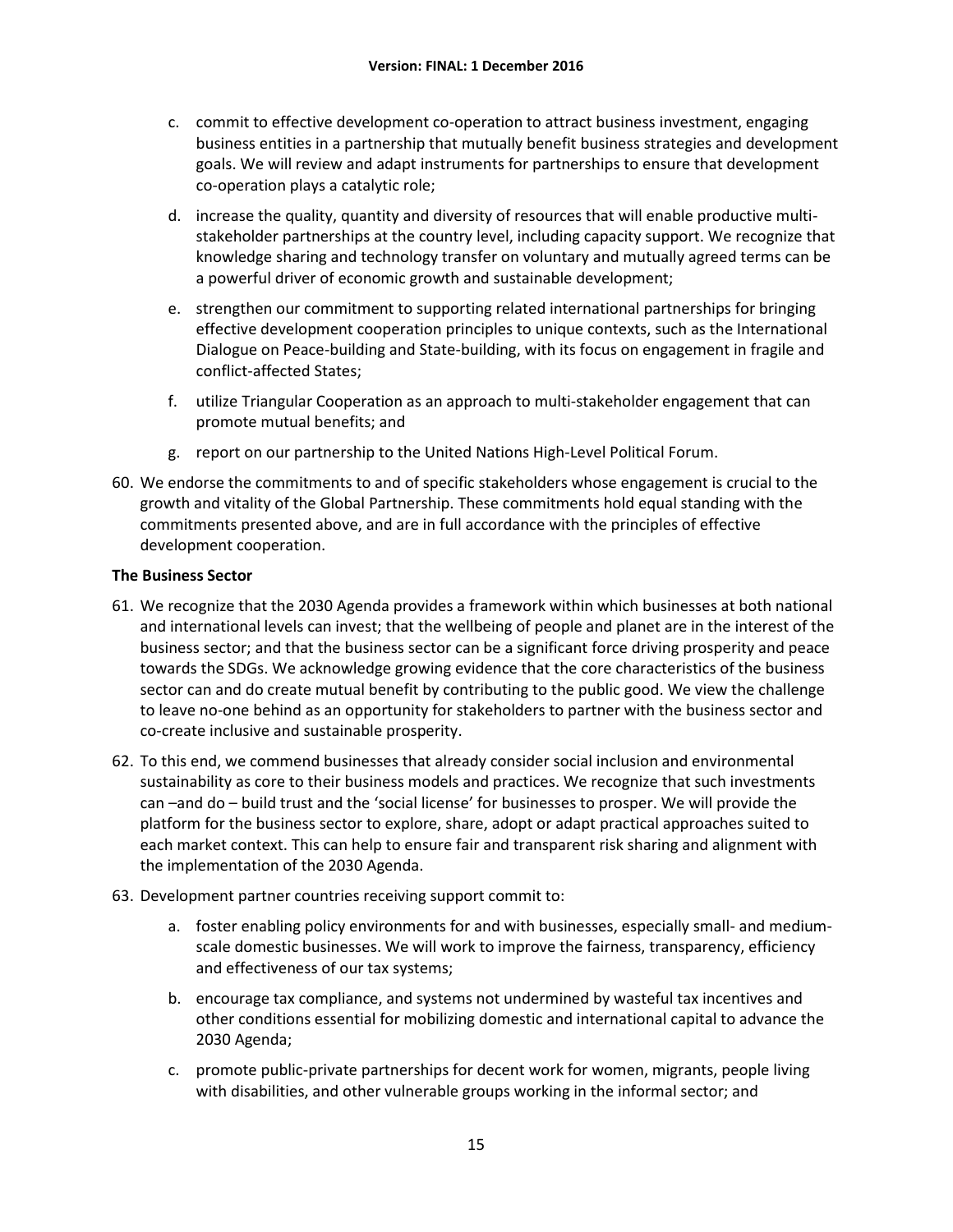c. commit to effective development co-operation to attract business investment, engaging business entities in a partnership that mutually benefit business strategies and development goals. We will review and adapt instruments for partnerships to ensure that development co-operation plays a catalytic role;

d. increase the quality, quantity and diversity of resources that will enable productive multi-stakeholder partnerships at the country level, including capacity support. We recognize that knowledge sharing and technology transfer on voluntary and mutually agreed terms can be a powerful driver of economic growth and sustainable development;

e. strengthen our commitment to supporting related international partnerships for bringing effective development cooperation principles to unique contexts, such as the International Dialogue on Peace-building and State-building, with its focus on engagement in fragile and conflict-affected States;

f. utilize Triangular Cooperation as an approach to multi-stakeholder engagement that can promote mutual benefits; and

g. report on our partnership to the United Nations High-Level Political Forum.

60. We endorse the commitments to and of specific stakeholders whose engagement is crucial to the growth and vitality of the Global Partnership. These commitments hold equal standing with the commitments presented above, and are in full accordance with the principles of effective development cooperation.

**The Business Sector**

61. We recognize that the 2030 Agenda provides a framework within which businesses at both national and international levels can invest; that the wellbeing of people and planet are in the interest of the business sector; and that the business sector can be a significant force driving prosperity and peace towards the SDGs. We acknowledge growing evidence that the core characteristics of the business sector can and do create mutual benefit by contributing to the public good. We view the challenge to leave no-one behind as an opportunity for stakeholders to partner with the business sector and co-create inclusive and sustainable prosperity.

62. To this end, we commend businesses that already consider social inclusion and environmental sustainability as core to their business models and practices. We recognize that such investments can –and do – build trust and the 'social license' for businesses to prosper. We will provide the platform for the business sector to explore, share, adopt or adapt practical approaches suited to each market context. This can help to ensure fair and transparent risk sharing and alignment with the implementation of the 2030 Agenda.

63. Development partner countries receiving support commit to:

    a. foster enabling policy environments for and with businesses, especially small- and medium-scale domestic businesses. We will work to improve the fairness, transparency, efficiency and effectiveness of our tax systems;

    b. encourage tax compliance, and systems not undermined by wasteful tax incentives and other conditions essential for mobilizing domestic and international capital to advance the 2030 Agenda;

    c. promote public-private partnerships for decent work for women, migrants, people living with disabilities, and other vulnerable groups working in the informal sector; and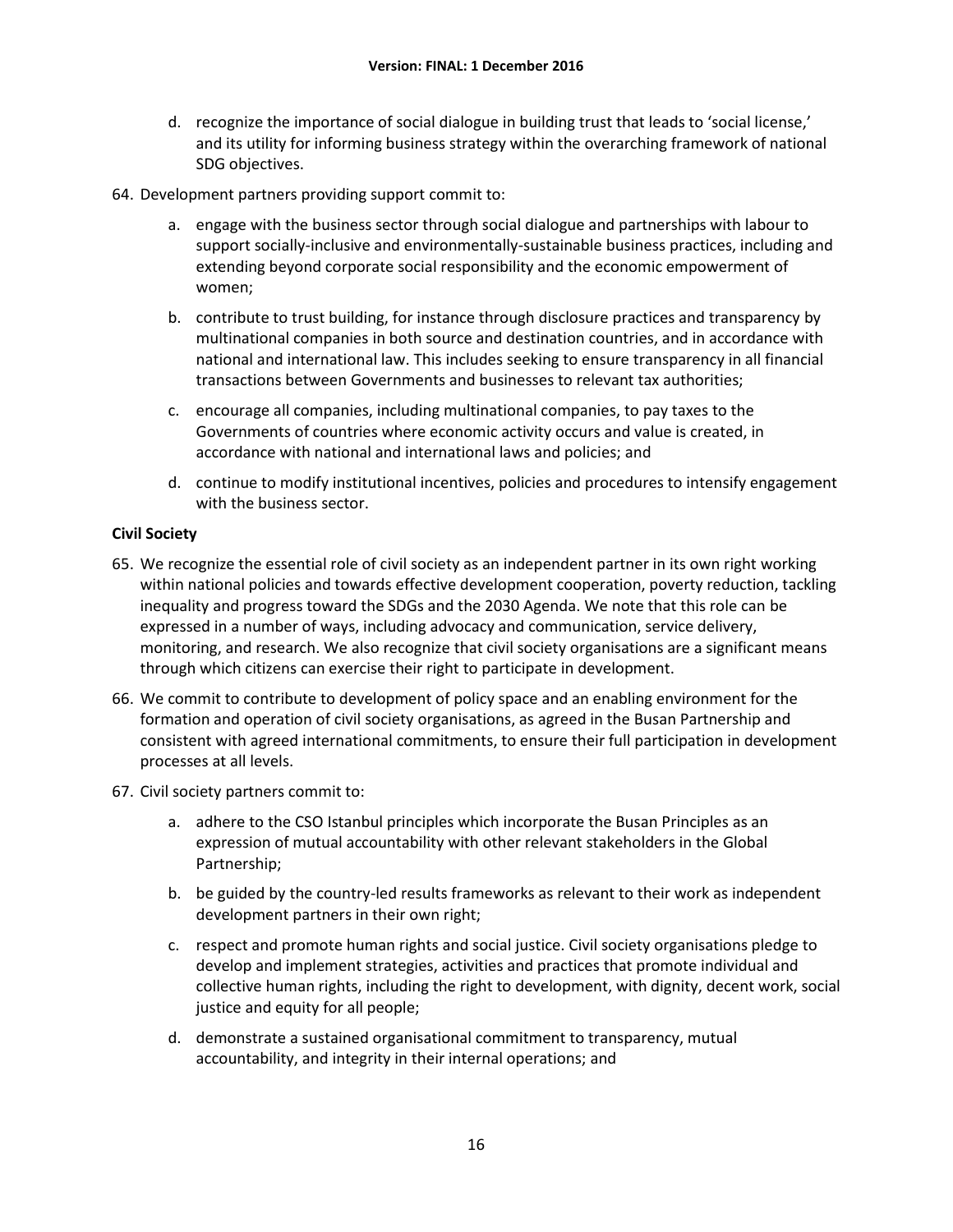d. recognize the importance of social dialogue in building trust that leads to 'social license,' and its utility for informing business strategy within the overarching framework of national SDG objectives.

64. Development partners providing support commit to:

    a. engage with the business sector through social dialogue and partnerships with labour to support socially-inclusive and environmentally-sustainable business practices, including and extending beyond corporate social responsibility and the economic empowerment of women;

    b. contribute to trust building, for instance through disclosure practices and transparency by multinational companies in both source and destination countries, and in accordance with national and international law. This includes seeking to ensure transparency in all financial transactions between Governments and businesses to relevant tax authorities;

    c. encourage all companies, including multinational companies, to pay taxes to the Governments of countries where economic activity occurs and value is created, in accordance with national and international laws and policies; and

    d. continue to modify institutional incentives, policies and procedures to intensify engagement with the business sector.

**Civil Society**

65. We recognize the essential role of civil society as an independent partner in its own right working within national policies and towards effective development cooperation, poverty reduction, tackling inequality and progress toward the SDGs and the 2030 Agenda. We note that this role can be expressed in a number of ways, including advocacy and communication, service delivery, monitoring, and research. We also recognize that civil society organisations are a significant means through which citizens can exercise their right to participate in development.

66. We commit to contribute to development of policy space and an enabling environment for the formation and operation of civil society organisations, as agreed in the Busan Partnership and consistent with agreed international commitments, to ensure their full participation in development processes at all levels.

67. Civil society partners commit to:

    a. adhere to the CSO Istanbul principles which incorporate the Busan Principles as an expression of mutual accountability with other relevant stakeholders in the Global Partnership;

    b. be guided by the country-led results frameworks as relevant to their work as independent development partners in their own right;

    c. respect and promote human rights and social justice. Civil society organisations pledge to develop and implement strategies, activities and practices that promote individual and collective human rights, including the right to development, with dignity, decent work, social justice and equity for all people;

    d. demonstrate a sustained organisational commitment to transparency, mutual accountability, and integrity in their internal operations; and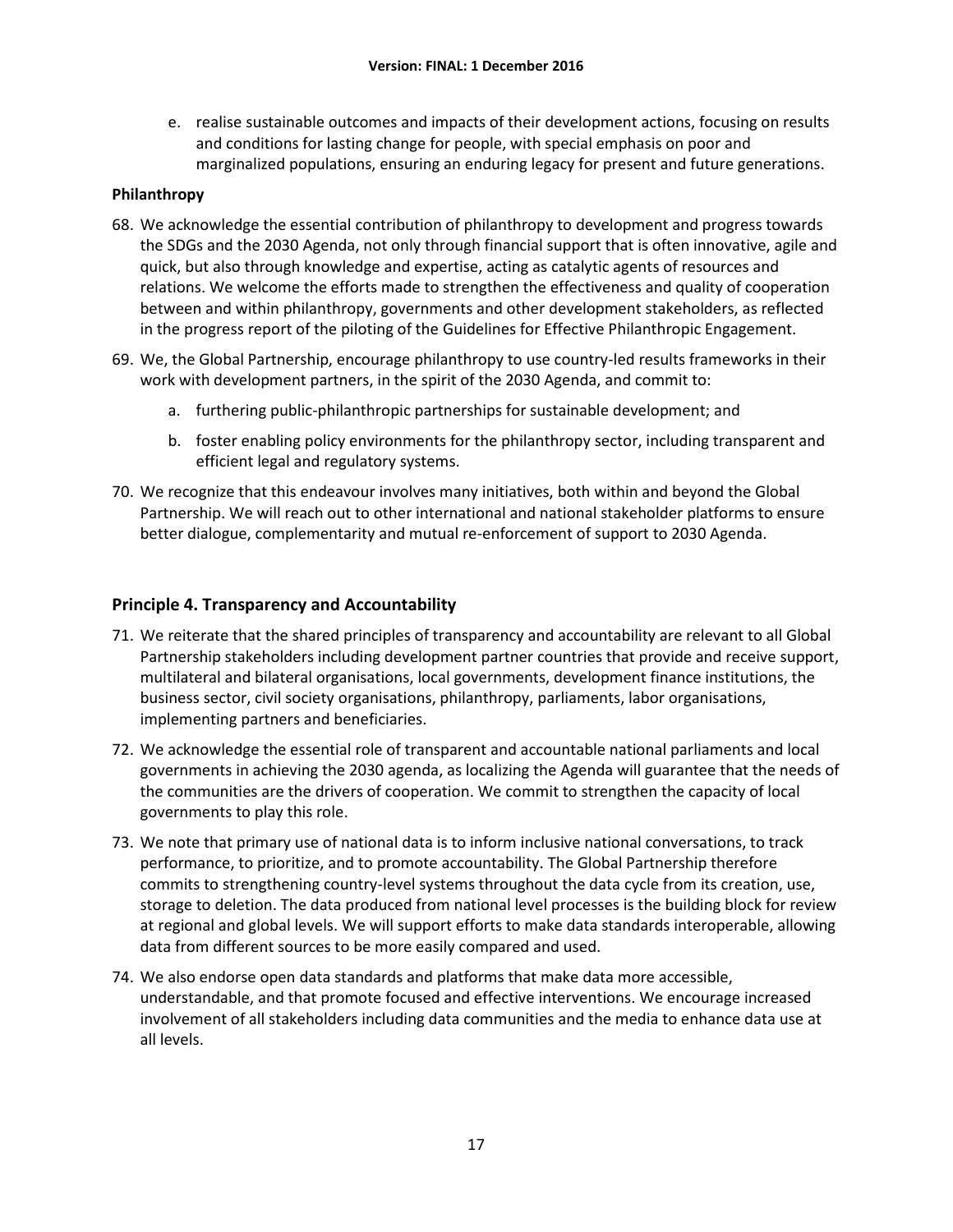e. realise sustainable outcomes and impacts of their development actions, focusing on results and conditions for lasting change for people, with special emphasis on poor and marginalized populations, ensuring an enduring legacy for present and future generations.

**Philanthropy**

68. We acknowledge the essential contribution of philanthropy to development and progress towards the SDGs and the 2030 Agenda, not only through financial support that is often innovative, agile and quick, but also through knowledge and expertise, acting as catalytic agents of resources and relations. We welcome the efforts made to strengthen the effectiveness and quality of cooperation between and within philanthropy, governments and other development stakeholders, as reflected in the progress report of the piloting of the Guidelines for Effective Philanthropic Engagement.

69. We, the Global Partnership, encourage philanthropy to use country-led results frameworks in their work with development partners, in the spirit of the 2030 Agenda, and commit to:

    a. furthering public-philanthropic partnerships for sustainable development; and

    b. foster enabling policy environments for the philanthropy sector, including transparent and efficient legal and regulatory systems.

70. We recognize that this endeavour involves many initiatives, both within and beyond the Global Partnership. We will reach out to other international and national stakeholder platforms to ensure better dialogue, complementarity and mutual re-enforcement of support to 2030 Agenda.

## Principle 4. Transparency and Accountability

71. We reiterate that the shared principles of transparency and accountability are relevant to all Global Partnership stakeholders including development partner countries that provide and receive support, multilateral and bilateral organisations, local governments, development finance institutions, the business sector, civil society organisations, philanthropy, parliaments, labor organisations, implementing partners and beneficiaries.

72. We acknowledge the essential role of transparent and accountable national parliaments and local governments in achieving the 2030 agenda, as localizing the Agenda will guarantee that the needs of the communities are the drivers of cooperation. We commit to strengthen the capacity of local governments to play this role.

73. We note that primary use of national data is to inform inclusive national conversations, to track performance, to prioritize, and to promote accountability. The Global Partnership therefore commits to strengthening country-level systems throughout the data cycle from its creation, use, storage to deletion. The data produced from national level processes is the building block for review at regional and global levels. We will support efforts to make data standards interoperable, allowing data from different sources to be more easily compared and used.

74. We also endorse open data standards and platforms that make data more accessible, understandable, and that promote focused and effective interventions. We encourage increased involvement of all stakeholders including data communities and the media to enhance data use at all levels.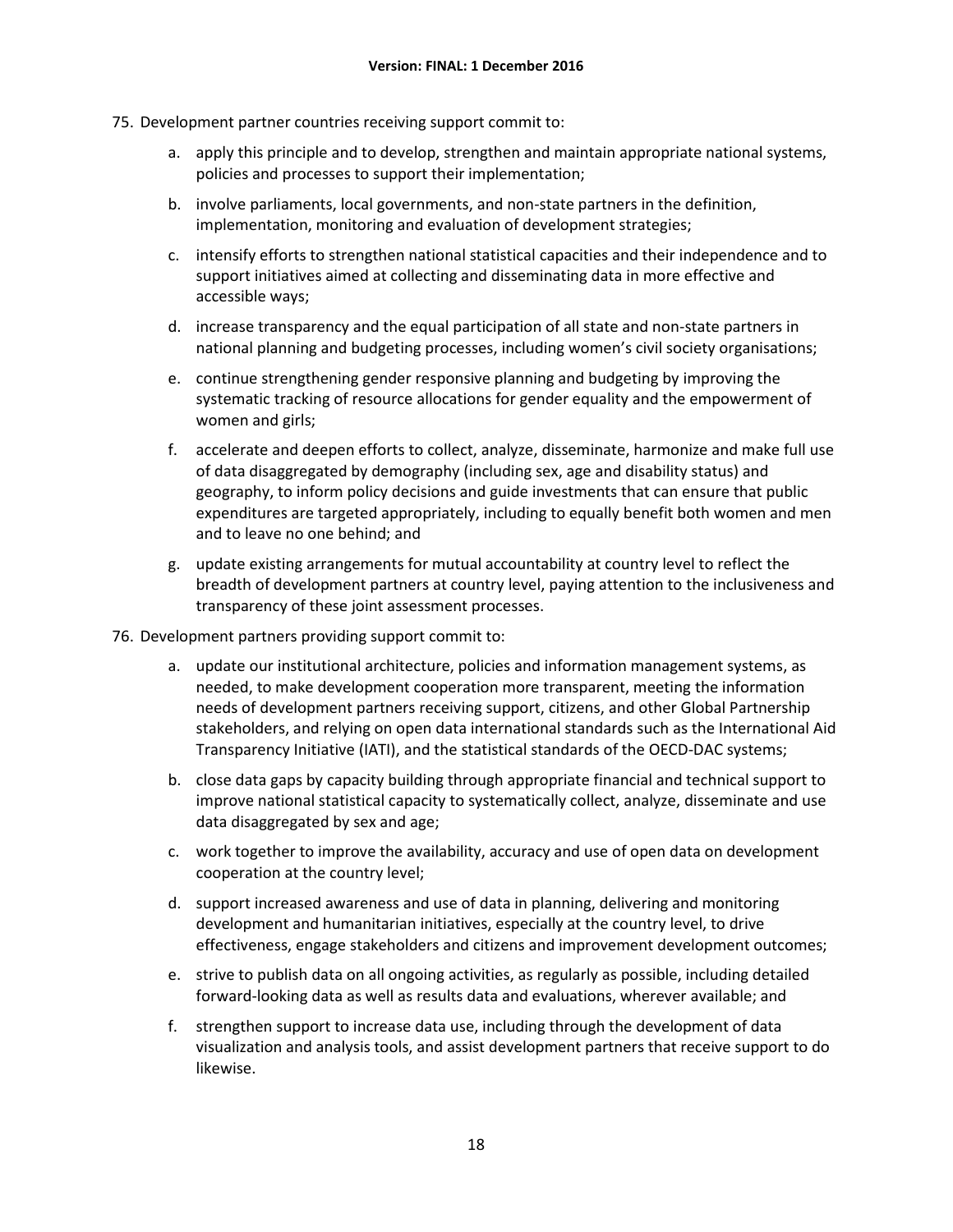75. Development partner countries receiving support commit to:

    a. apply this principle and to develop, strengthen and maintain appropriate national systems, policies and processes to support their implementation;

    b. involve parliaments, local governments, and non-state partners in the definition, implementation, monitoring and evaluation of development strategies;

    c. intensify efforts to strengthen national statistical capacities and their independence and to support initiatives aimed at collecting and disseminating data in more effective and accessible ways;

    d. increase transparency and the equal participation of all state and non-state partners in national planning and budgeting processes, including women's civil society organisations;

    e. continue strengthening gender responsive planning and budgeting by improving the systematic tracking of resource allocations for gender equality and the empowerment of women and girls;

    f. accelerate and deepen efforts to collect, analyze, disseminate, harmonize and make full use of data disaggregated by demography (including sex, age and disability status) and geography, to inform policy decisions and guide investments that can ensure that public expenditures are targeted appropriately, including to equally benefit both women and men and to leave no one behind; and

    g. update existing arrangements for mutual accountability at country level to reflect the breadth of development partners at country level, paying attention to the inclusiveness and transparency of these joint assessment processes.

76. Development partners providing support commit to:

    a. update our institutional architecture, policies and information management systems, as needed, to make development cooperation more transparent, meeting the information needs of development partners receiving support, citizens, and other Global Partnership stakeholders, and relying on open data international standards such as the International Aid Transparency Initiative (IATI), and the statistical standards of the OECD-DAC systems;

    b. close data gaps by capacity building through appropriate financial and technical support to improve national statistical capacity to systematically collect, analyze, disseminate and use data disaggregated by sex and age;

    c. work together to improve the availability, accuracy and use of open data on development cooperation at the country level;

    d. support increased awareness and use of data in planning, delivering and monitoring development and humanitarian initiatives, especially at the country level, to drive effectiveness, engage stakeholders and citizens and improvement development outcomes;

    e. strive to publish data on all ongoing activities, as regularly as possible, including detailed forward-looking data as well as results data and evaluations, wherever available; and

    f. strengthen support to increase data use, including through the development of data visualization and analysis tools, and assist development partners that receive support to do likewise.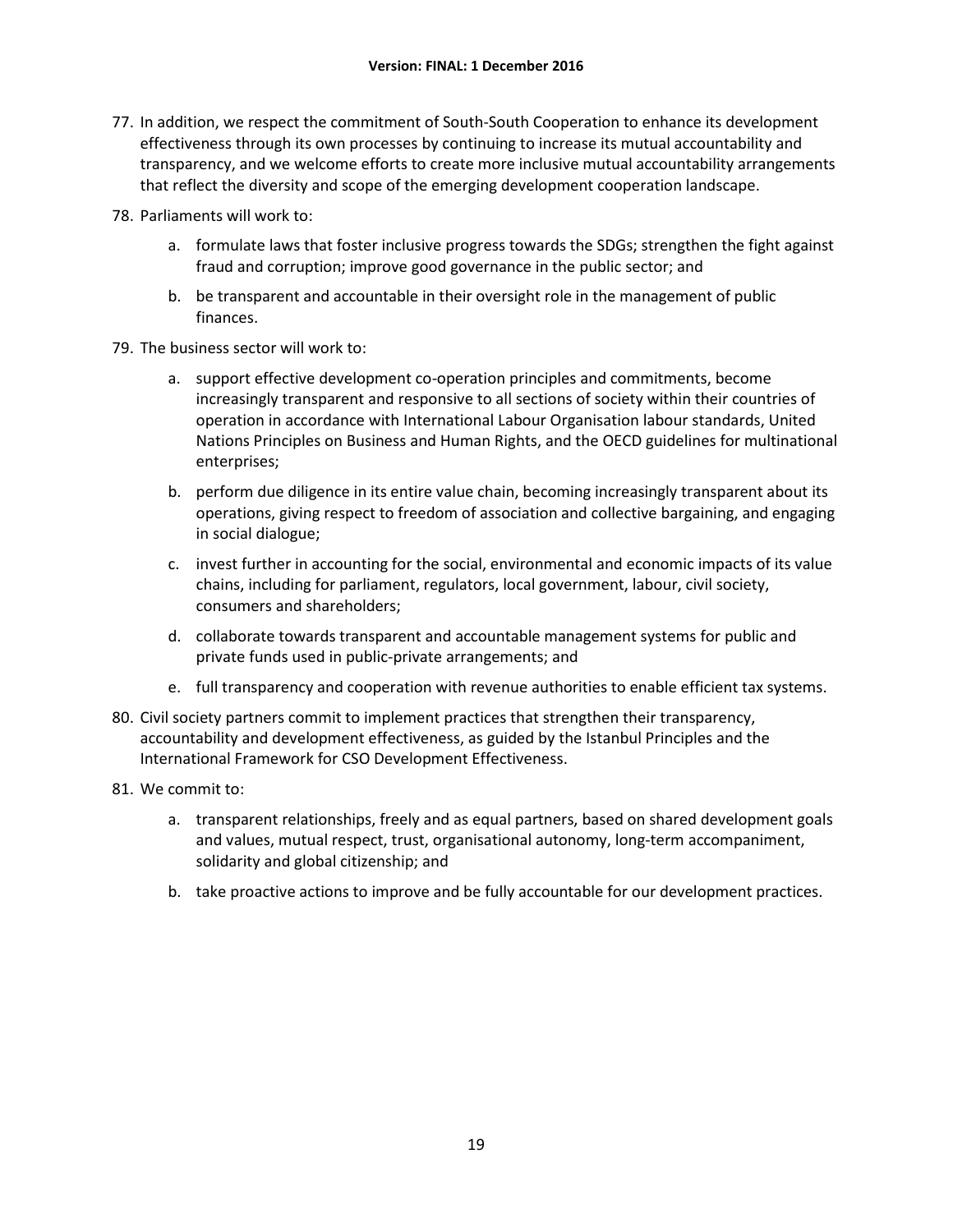77. In addition, we respect the commitment of South-South Cooperation to enhance its development effectiveness through its own processes by continuing to increase its mutual accountability and transparency, and we welcome efforts to create more inclusive mutual accountability arrangements that reflect the diversity and scope of the emerging development cooperation landscape.

78. Parliaments will work to:

    a. formulate laws that foster inclusive progress towards the SDGs; strengthen the fight against fraud and corruption; improve good governance in the public sector; and

    b. be transparent and accountable in their oversight role in the management of public finances.

79. The business sector will work to:

    a. support effective development co-operation principles and commitments, become increasingly transparent and responsive to all sections of society within their countries of operation in accordance with International Labour Organisation labour standards, United Nations Principles on Business and Human Rights, and the OECD guidelines for multinational enterprises;

    b. perform due diligence in its entire value chain, becoming increasingly transparent about its operations, giving respect to freedom of association and collective bargaining, and engaging in social dialogue;

    c. invest further in accounting for the social, environmental and economic impacts of its value chains, including for parliament, regulators, local government, labour, civil society, consumers and shareholders;

    d. collaborate towards transparent and accountable management systems for public and private funds used in public-private arrangements; and

    e. full transparency and cooperation with revenue authorities to enable efficient tax systems.

80. Civil society partners commit to implement practices that strengthen their transparency, accountability and development effectiveness, as guided by the Istanbul Principles and the International Framework for CSO Development Effectiveness.

81. We commit to:

    a. transparent relationships, freely and as equal partners, based on shared development goals and values, mutual respect, trust, organisational autonomy, long-term accompaniment, solidarity and global citizenship; and

    b. take proactive actions to improve and be fully accountable for our development practices.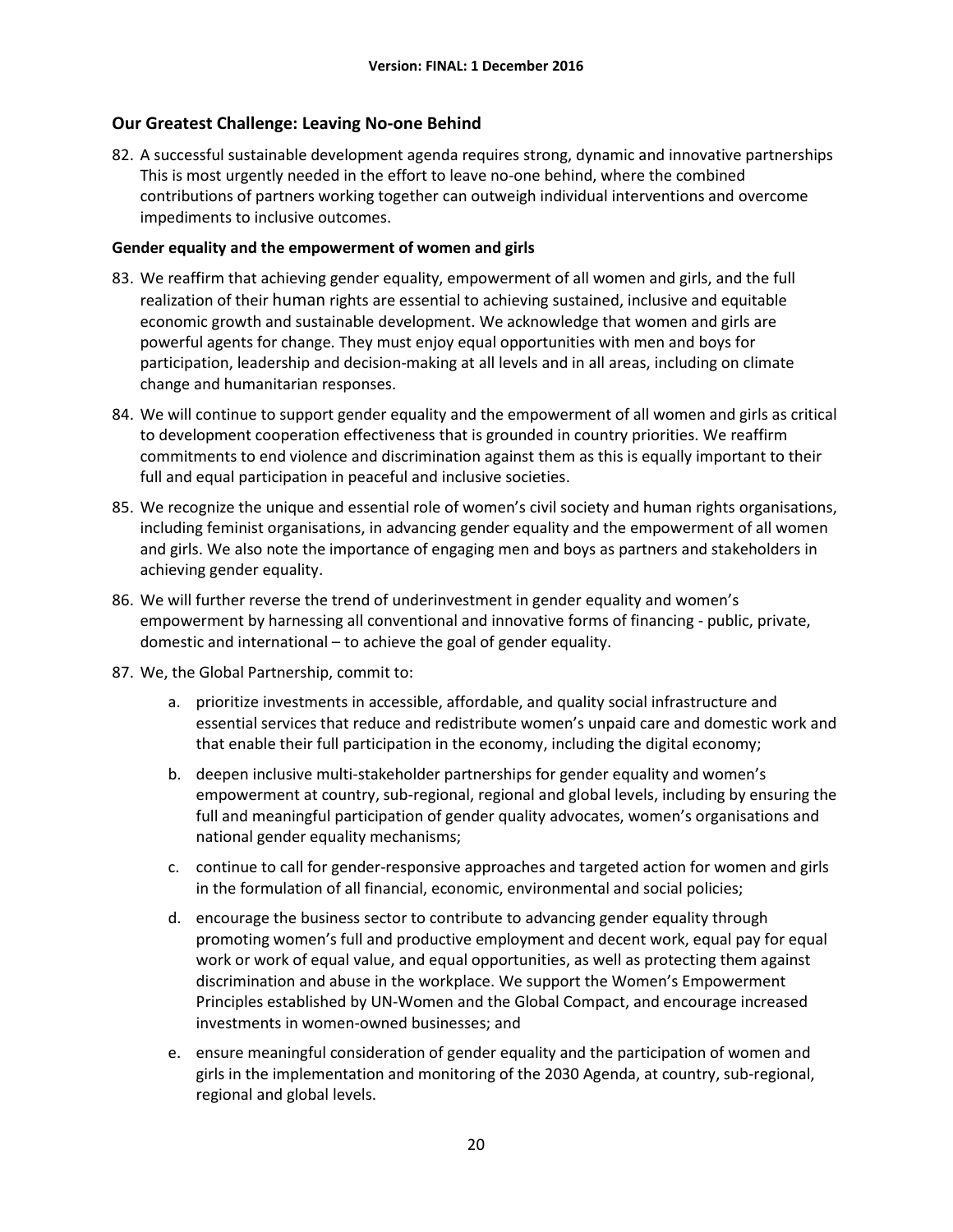## Our Greatest Challenge: Leaving No-one Behind

82. A successful sustainable development agenda requires strong, dynamic and innovative partnerships This is most urgently needed in the effort to leave no-one behind, where the combined contributions of partners working together can outweigh individual interventions and overcome impediments to inclusive outcomes.

**Gender equality and the empowerment of women and girls**

83. We reaffirm that achieving gender equality, empowerment of all women and girls, and the full realization of their human rights are essential to achieving sustained, inclusive and equitable economic growth and sustainable development. We acknowledge that women and girls are powerful agents for change. They must enjoy equal opportunities with men and boys for participation, leadership and decision-making at all levels and in all areas, including on climate change and humanitarian responses.

84. We will continue to support gender equality and the empowerment of all women and girls as critical to development cooperation effectiveness that is grounded in country priorities. We reaffirm commitments to end violence and discrimination against them as this is equally important to their full and equal participation in peaceful and inclusive societies.

85. We recognize the unique and essential role of women's civil society and human rights organisations, including feminist organisations, in advancing gender equality and the empowerment of all women and girls. We also note the importance of engaging men and boys as partners and stakeholders in achieving gender equality.

86. We will further reverse the trend of underinvestment in gender equality and women's empowerment by harnessing all conventional and innovative forms of financing - public, private, domestic and international – to achieve the goal of gender equality.

87. We, the Global Partnership, commit to:

    a. prioritize investments in accessible, affordable, and quality social infrastructure and essential services that reduce and redistribute women's unpaid care and domestic work and that enable their full participation in the economy, including the digital economy;

    b. deepen inclusive multi-stakeholder partnerships for gender equality and women's empowerment at country, sub-regional, regional and global levels, including by ensuring the full and meaningful participation of gender quality advocates, women's organisations and national gender equality mechanisms;

    c. continue to call for gender-responsive approaches and targeted action for women and girls in the formulation of all financial, economic, environmental and social policies;

    d. encourage the business sector to contribute to advancing gender equality through promoting women's full and productive employment and decent work, equal pay for equal work or work of equal value, and equal opportunities, as well as protecting them against discrimination and abuse in the workplace. We support the Women's Empowerment Principles established by UN-Women and the Global Compact, and encourage increased investments in women-owned businesses; and

    e. ensure meaningful consideration of gender equality and the participation of women and girls in the implementation and monitoring of the 2030 Agenda, at country, sub-regional, regional and global levels.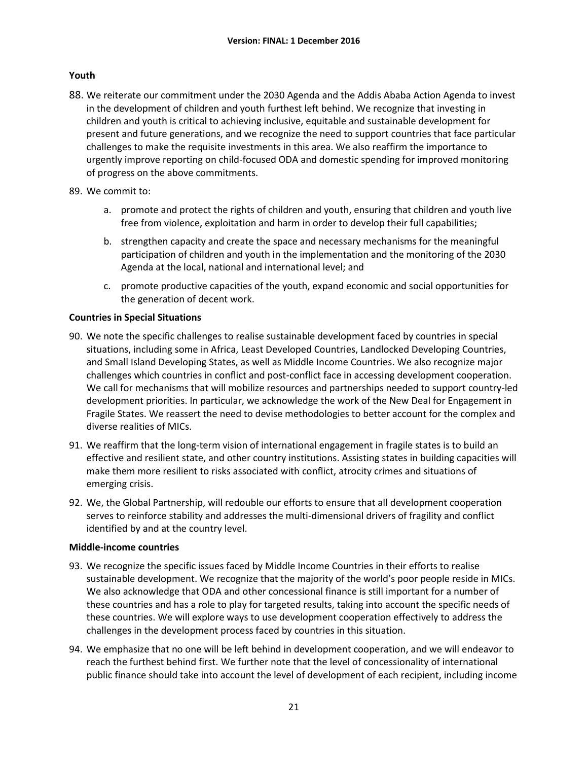**Youth**

88. We reiterate our commitment under the 2030 Agenda and the Addis Ababa Action Agenda to invest in the development of children and youth furthest left behind. We recognize that investing in children and youth is critical to achieving inclusive, equitable and sustainable development for present and future generations, and we recognize the need to support countries that face particular challenges to make the requisite investments in this area. We also reaffirm the importance to urgently improve reporting on child-focused ODA and domestic spending for improved monitoring of progress on the above commitments.

89. We commit to:

    a. promote and protect the rights of children and youth, ensuring that children and youth live free from violence, exploitation and harm in order to develop their full capabilities;

    b. strengthen capacity and create the space and necessary mechanisms for the meaningful participation of children and youth in the implementation and the monitoring of the 2030 Agenda at the local, national and international level; and

    c. promote productive capacities of the youth, expand economic and social opportunities for the generation of decent work.

**Countries in Special Situations**

90. We note the specific challenges to realise sustainable development faced by countries in special situations, including some in Africa, Least Developed Countries, Landlocked Developing Countries, and Small Island Developing States, as well as Middle Income Countries. We also recognize major challenges which countries in conflict and post-conflict face in accessing development cooperation. We call for mechanisms that will mobilize resources and partnerships needed to support country-led development priorities. In particular, we acknowledge the work of the New Deal for Engagement in Fragile States. We reassert the need to devise methodologies to better account for the complex and diverse realities of MICs.

91. We reaffirm that the long-term vision of international engagement in fragile states is to build an effective and resilient state, and other country institutions. Assisting states in building capacities will make them more resilient to risks associated with conflict, atrocity crimes and situations of emerging crisis.

92. We, the Global Partnership, will redouble our efforts to ensure that all development cooperation serves to reinforce stability and addresses the multi-dimensional drivers of fragility and conflict identified by and at the country level.

**Middle-income countries**

93. We recognize the specific issues faced by Middle Income Countries in their efforts to realise sustainable development. We recognize that the majority of the world's poor people reside in MICs. We also acknowledge that ODA and other concessional finance is still important for a number of these countries and has a role to play for targeted results, taking into account the specific needs of these countries. We will explore ways to use development cooperation effectively to address the challenges in the development process faced by countries in this situation.

94. We emphasize that no one will be left behind in development cooperation, and we will endeavor to reach the furthest behind first. We further note that the level of concessionality of international public finance should take into account the level of development of each recipient, including income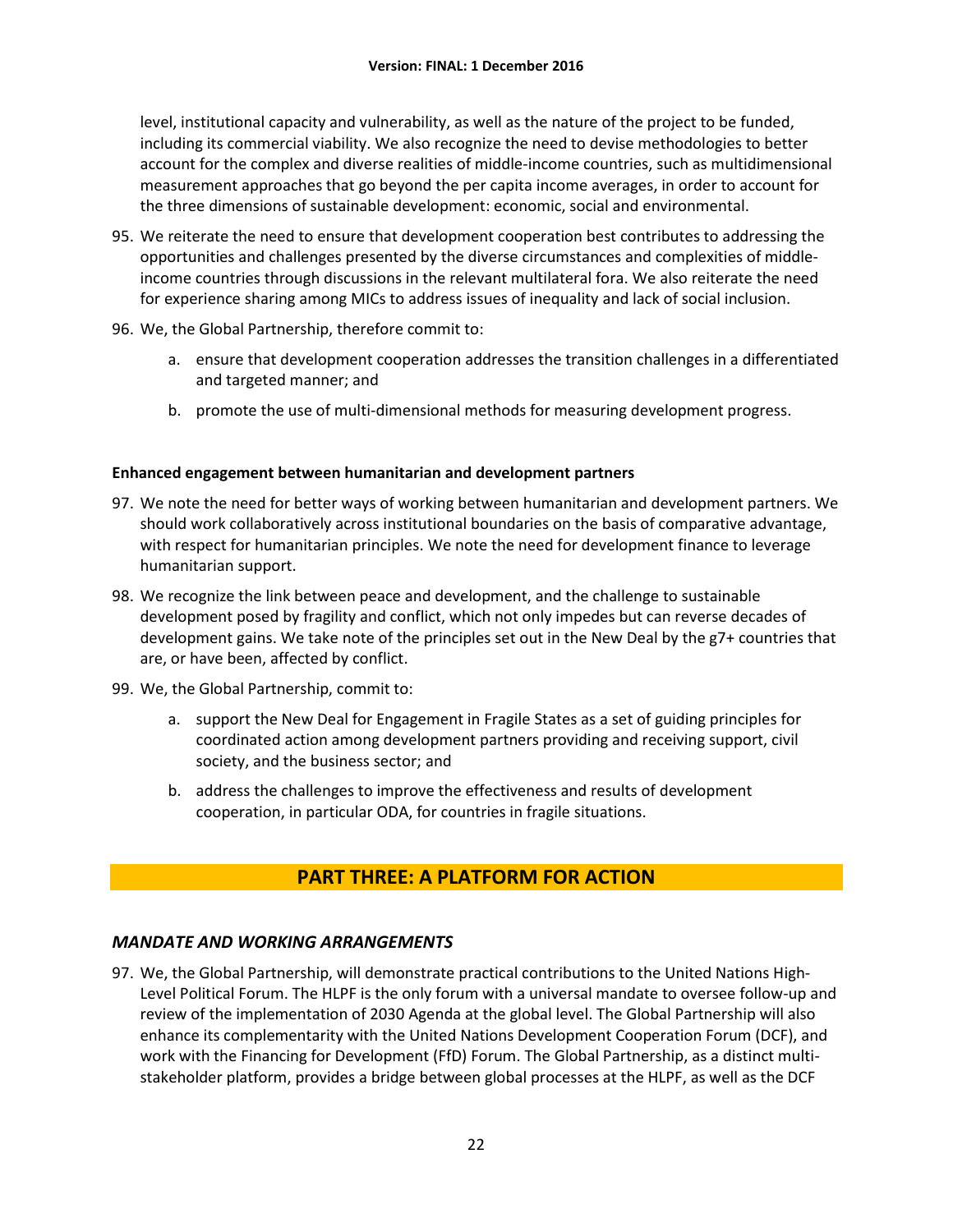level, institutional capacity and vulnerability, as well as the nature of the project to be funded, including its commercial viability. We also recognize the need to devise methodologies to better account for the complex and diverse realities of middle-income countries, such as multidimensional measurement approaches that go beyond the per capita income averages, in order to account for the three dimensions of sustainable development: economic, social and environmental.

95. We reiterate the need to ensure that development cooperation best contributes to addressing the opportunities and challenges presented by the diverse circumstances and complexities of middle-income countries through discussions in the relevant multilateral fora. We also reiterate the need for experience sharing among MICs to address issues of inequality and lack of social inclusion.

96. We, the Global Partnership, therefore commit to:

    a. ensure that development cooperation addresses the transition challenges in a differentiated and targeted manner; and

    b. promote the use of multi-dimensional methods for measuring development progress.

**Enhanced engagement between humanitarian and development partners**

97. We note the need for better ways of working between humanitarian and development partners. We should work collaboratively across institutional boundaries on the basis of comparative advantage, with respect for humanitarian principles. We note the need for development finance to leverage humanitarian support.

98. We recognize the link between peace and development, and the challenge to sustainable development posed by fragility and conflict, which not only impedes but can reverse decades of development gains. We take note of the principles set out in the New Deal by the g7+ countries that are, or have been, affected by conflict.

99. We, the Global Partnership, commit to:

    a. support the New Deal for Engagement in Fragile States as a set of guiding principles for coordinated action among development partners providing and receiving support, civil society, and the business sector; and

    b. address the challenges to improve the effectiveness and results of development cooperation, in particular ODA, for countries in fragile situations.

## PART THREE: A PLATFORM FOR ACTION

### *MANDATE AND WORKING ARRANGEMENTS*

97\. We, the Global Partnership, will demonstrate practical contributions to the United Nations High-Level Political Forum. The HLPF is the only forum with a universal mandate to oversee follow-up and review of the implementation of 2030 Agenda at the global level. The Global Partnership will also enhance its complementarity with the United Nations Development Cooperation Forum (DCF), and work with the Financing for Development (FfD) Forum. The Global Partnership, as a distinct multi-stakeholder platform, provides a bridge between global processes at the HLPF, as well as the DCF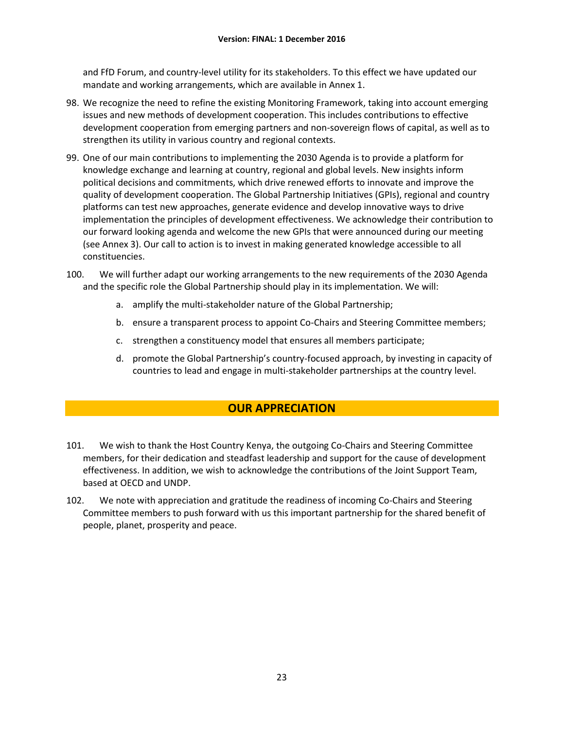and FfD Forum, and country-level utility for its stakeholders. To this effect we have updated our mandate and working arrangements, which are available in Annex 1.

98. We recognize the need to refine the existing Monitoring Framework, taking into account emerging issues and new methods of development cooperation. This includes contributions to effective development cooperation from emerging partners and non-sovereign flows of capital, as well as to strengthen its utility in various country and regional contexts.

99. One of our main contributions to implementing the 2030 Agenda is to provide a platform for knowledge exchange and learning at country, regional and global levels. New insights inform political decisions and commitments, which drive renewed efforts to innovate and improve the quality of development cooperation. The Global Partnership Initiatives (GPIs), regional and country platforms can test new approaches, generate evidence and develop innovative ways to drive implementation the principles of development effectiveness. We acknowledge their contribution to our forward looking agenda and welcome the new GPIs that were announced during our meeting (see Annex 3). Our call to action is to invest in making generated knowledge accessible to all constituencies.

100. We will further adapt our working arrangements to the new requirements of the 2030 Agenda and the specific role the Global Partnership should play in its implementation. We will:

   a. amplify the multi-stakeholder nature of the Global Partnership;

   b. ensure a transparent process to appoint Co-Chairs and Steering Committee members;

   c. strengthen a constituency model that ensures all members participate;

   d. promote the Global Partnership's country-focused approach, by investing in capacity of countries to lead and engage in multi-stakeholder partnerships at the country level.

## OUR APPRECIATION

101. We wish to thank the Host Country Kenya, the outgoing Co-Chairs and Steering Committee members, for their dedication and steadfast leadership and support for the cause of development effectiveness. In addition, we wish to acknowledge the contributions of the Joint Support Team, based at OECD and UNDP.

102. We note with appreciation and gratitude the readiness of incoming Co-Chairs and Steering Committee members to push forward with us this important partnership for the shared benefit of people, planet, prosperity and peace.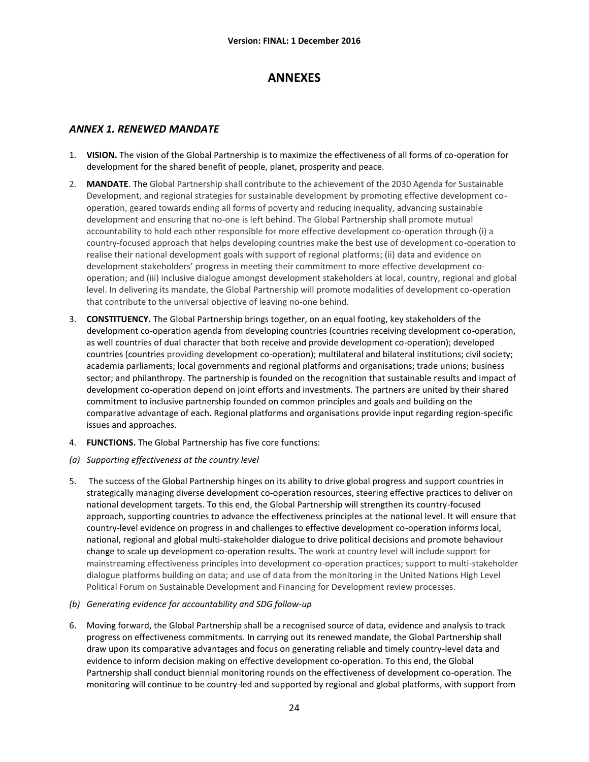# ANNEXES

## *ANNEX 1. RENEWED MANDATE*

1. **VISION.** The vision of the Global Partnership is to maximize the effectiveness of all forms of co-operation for development for the shared benefit of people, planet, prosperity and peace.

2. **MANDATE**. The Global Partnership shall contribute to the achievement of the 2030 Agenda for Sustainable Development, and regional strategies for sustainable development by promoting effective development co-operation, geared towards ending all forms of poverty and reducing inequality, advancing sustainable development and ensuring that no-one is left behind. The Global Partnership shall promote mutual accountability to hold each other responsible for more effective development co-operation through (i) a country-focused approach that helps developing countries make the best use of development co-operation to realise their national development goals with support of regional platforms; (ii) data and evidence on development stakeholders' progress in meeting their commitment to more effective development co-operation; and (iii) inclusive dialogue amongst development stakeholders at local, country, regional and global level. In delivering its mandate, the Global Partnership will promote modalities of development co-operation that contribute to the universal objective of leaving no-one behind.

3. **CONSTITUENCY.** The Global Partnership brings together, on an equal footing, key stakeholders of the development co-operation agenda from developing countries (countries receiving development co-operation, as well countries of dual character that both receive and provide development co-operation); developed countries (countries providing development co-operation); multilateral and bilateral institutions; civil society; academia parliaments; local governments and regional platforms and organisations; trade unions; business sector; and philanthropy. The partnership is founded on the recognition that sustainable results and impact of development co-operation depend on joint efforts and investments. The partners are united by their shared commitment to inclusive partnership founded on common principles and goals and building on the comparative advantage of each. Regional platforms and organisations provide input regarding region-specific issues and approaches.

4. **FUNCTIONS.** The Global Partnership has five core functions:

*(a) Supporting effectiveness at the country level*

5. The success of the Global Partnership hinges on its ability to drive global progress and support countries in strategically managing diverse development co-operation resources, steering effective practices to deliver on national development targets. To this end, the Global Partnership will strengthen its country-focused approach, supporting countries to advance the effectiveness principles at the national level. It will ensure that country-level evidence on progress in and challenges to effective development co-operation informs local, national, regional and global multi-stakeholder dialogue to drive political decisions and promote behaviour change to scale up development co-operation results. The work at country level will include support for mainstreaming effectiveness principles into development co-operation practices; support to multi-stakeholder dialogue platforms building on data; and use of data from the monitoring in the United Nations High Level Political Forum on Sustainable Development and Financing for Development review processes.

*(b) Generating evidence for accountability and SDG follow-up*

6. Moving forward, the Global Partnership shall be a recognised source of data, evidence and analysis to track progress on effectiveness commitments. In carrying out its renewed mandate, the Global Partnership shall draw upon its comparative advantages and focus on generating reliable and timely country-level data and evidence to inform decision making on effective development co-operation. To this end, the Global Partnership shall conduct biennial monitoring rounds on the effectiveness of development co-operation. The monitoring will continue to be country-led and supported by regional and global platforms, with support from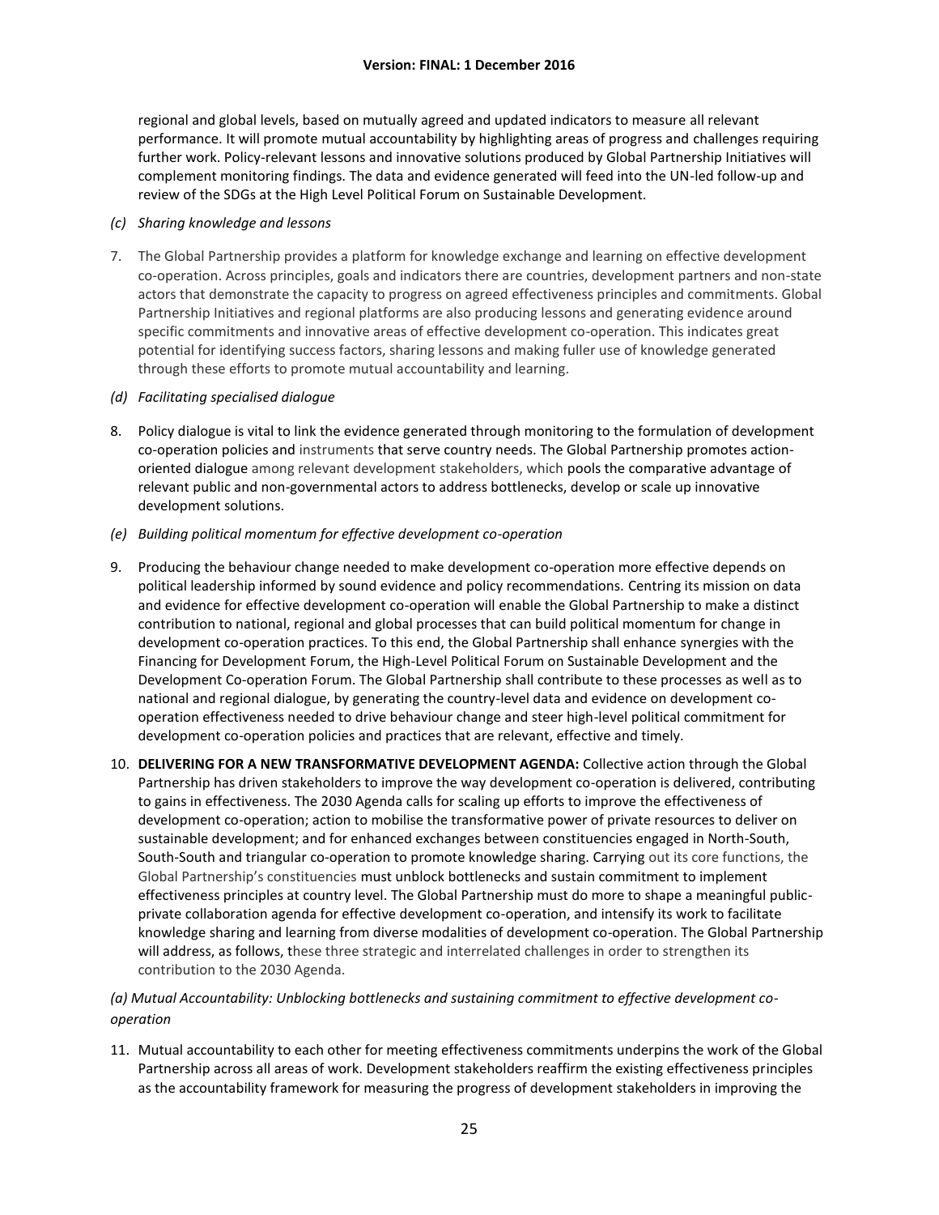regional and global levels, based on mutually agreed and updated indicators to measure all relevant performance. It will promote mutual accountability by highlighting areas of progress and challenges requiring further work. Policy-relevant lessons and innovative solutions produced by Global Partnership Initiatives will complement monitoring findings. The data and evidence generated will feed into the UN-led follow-up and review of the SDGs at the High Level Political Forum on Sustainable Development.

*(c) Sharing knowledge and lessons*

7. The Global Partnership provides a platform for knowledge exchange and learning on effective development co-operation. Across principles, goals and indicators there are countries, development partners and non-state actors that demonstrate the capacity to progress on agreed effectiveness principles and commitments. Global Partnership Initiatives and regional platforms are also producing lessons and generating evidence around specific commitments and innovative areas of effective development co-operation. This indicates great potential for identifying success factors, sharing lessons and making fuller use of knowledge generated through these efforts to promote mutual accountability and learning.

*(d) Facilitating specialised dialogue*

8. Policy dialogue is vital to link the evidence generated through monitoring to the formulation of development co-operation policies and instruments that serve country needs. The Global Partnership promotes action-oriented dialogue among relevant development stakeholders, which pools the comparative advantage of relevant public and non-governmental actors to address bottlenecks, develop or scale up innovative development solutions.

*(e) Building political momentum for effective development co-operation*

9. Producing the behaviour change needed to make development co-operation more effective depends on political leadership informed by sound evidence and policy recommendations. Centring its mission on data and evidence for effective development co-operation will enable the Global Partnership to make a distinct contribution to national, regional and global processes that can build political momentum for change in development co-operation practices. To this end, the Global Partnership shall enhance synergies with the Financing for Development Forum, the High-Level Political Forum on Sustainable Development and the Development Co-operation Forum. The Global Partnership shall contribute to these processes as well as to national and regional dialogue, by generating the country-level data and evidence on development co-operation effectiveness needed to drive behaviour change and steer high-level political commitment for development co-operation policies and practices that are relevant, effective and timely.

10. **DELIVERING FOR A NEW TRANSFORMATIVE DEVELOPMENT AGENDA:** Collective action through the Global Partnership has driven stakeholders to improve the way development co-operation is delivered, contributing to gains in effectiveness. The 2030 Agenda calls for scaling up efforts to improve the effectiveness of development co-operation; action to mobilise the transformative power of private resources to deliver on sustainable development; and for enhanced exchanges between constituencies engaged in North-South, South-South and triangular co-operation to promote knowledge sharing. Carrying out its core functions, the Global Partnership's constituencies must unblock bottlenecks and sustain commitment to implement effectiveness principles at country level. The Global Partnership must do more to shape a meaningful public-private collaboration agenda for effective development co-operation, and intensify its work to facilitate knowledge sharing and learning from diverse modalities of development co-operation. The Global Partnership will address, as follows, these three strategic and interrelated challenges in order to strengthen its contribution to the 2030 Agenda.

*(a) Mutual Accountability: Unblocking bottlenecks and sustaining commitment to effective development co-operation*

11. Mutual accountability to each other for meeting effectiveness commitments underpins the work of the Global Partnership across all areas of work. Development stakeholders reaffirm the existing effectiveness principles as the accountability framework for measuring the progress of development stakeholders in improving the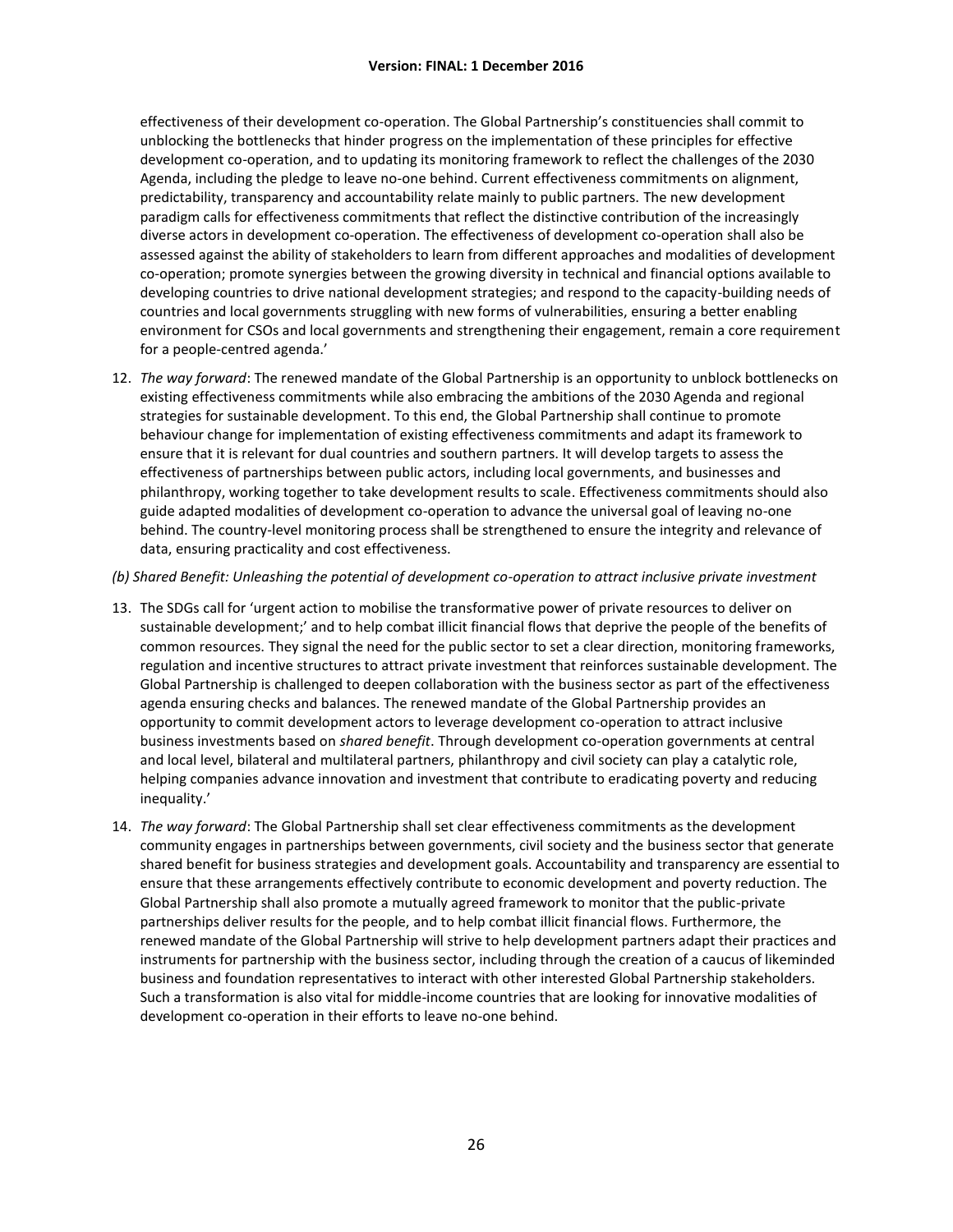effectiveness of their development co-operation. The Global Partnership's constituencies shall commit to unblocking the bottlenecks that hinder progress on the implementation of these principles for effective development co-operation, and to updating its monitoring framework to reflect the challenges of the 2030 Agenda, including the pledge to leave no-one behind. Current effectiveness commitments on alignment, predictability, transparency and accountability relate mainly to public partners. The new development paradigm calls for effectiveness commitments that reflect the distinctive contribution of the increasingly diverse actors in development co-operation. The effectiveness of development co-operation shall also be assessed against the ability of stakeholders to learn from different approaches and modalities of development co-operation; promote synergies between the growing diversity in technical and financial options available to developing countries to drive national development strategies; and respond to the capacity-building needs of countries and local governments struggling with new forms of vulnerabilities, ensuring a better enabling environment for CSOs and local governments and strengthening their engagement, remain a core requirement for a people-centred agenda.'

12. *The way forward*: The renewed mandate of the Global Partnership is an opportunity to unblock bottlenecks on existing effectiveness commitments while also embracing the ambitions of the 2030 Agenda and regional strategies for sustainable development. To this end, the Global Partnership shall continue to promote behaviour change for implementation of existing effectiveness commitments and adapt its framework to ensure that it is relevant for dual countries and southern partners. It will develop targets to assess the effectiveness of partnerships between public actors, including local governments, and businesses and philanthropy, working together to take development results to scale. Effectiveness commitments should also guide adapted modalities of development co-operation to advance the universal goal of leaving no-one behind. The country-level monitoring process shall be strengthened to ensure the integrity and relevance of data, ensuring practicality and cost effectiveness.

*(b) Shared Benefit: Unleashing the potential of development co-operation to attract inclusive private investment*

13. The SDGs call for 'urgent action to mobilise the transformative power of private resources to deliver on sustainable development;' and to help combat illicit financial flows that deprive the people of the benefits of common resources. They signal the need for the public sector to set a clear direction, monitoring frameworks, regulation and incentive structures to attract private investment that reinforces sustainable development. The Global Partnership is challenged to deepen collaboration with the business sector as part of the effectiveness agenda ensuring checks and balances. The renewed mandate of the Global Partnership provides an opportunity to commit development actors to leverage development co-operation to attract inclusive business investments based on *shared benefit*. Through development co-operation governments at central and local level, bilateral and multilateral partners, philanthropy and civil society can play a catalytic role, helping companies advance innovation and investment that contribute to eradicating poverty and reducing inequality.'

14. *The way forward*: The Global Partnership shall set clear effectiveness commitments as the development community engages in partnerships between governments, civil society and the business sector that generate shared benefit for business strategies and development goals. Accountability and transparency are essential to ensure that these arrangements effectively contribute to economic development and poverty reduction. The Global Partnership shall also promote a mutually agreed framework to monitor that the public-private partnerships deliver results for the people, and to help combat illicit financial flows. Furthermore, the renewed mandate of the Global Partnership will strive to help development partners adapt their practices and instruments for partnership with the business sector, including through the creation of a caucus of likeminded business and foundation representatives to interact with other interested Global Partnership stakeholders. Such a transformation is also vital for middle-income countries that are looking for innovative modalities of development co-operation in their efforts to leave no-one behind.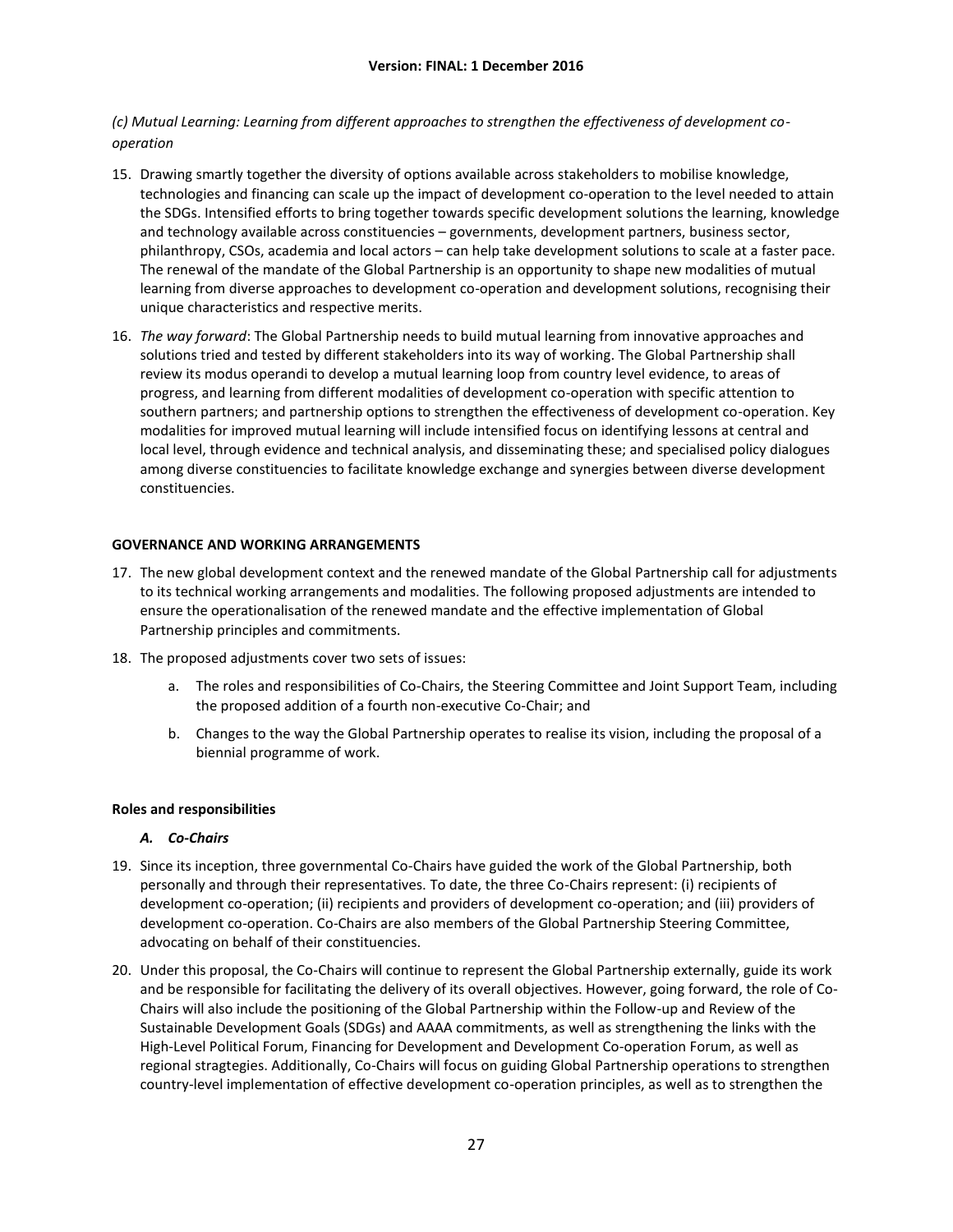*(c) Mutual Learning: Learning from different approaches to strengthen the effectiveness of development co-operation*

15. Drawing smartly together the diversity of options available across stakeholders to mobilise knowledge, technologies and financing can scale up the impact of development co-operation to the level needed to attain the SDGs. Intensified efforts to bring together towards specific development solutions the learning, knowledge and technology available across constituencies – governments, development partners, business sector, philanthropy, CSOs, academia and local actors – can help take development solutions to scale at a faster pace. The renewal of the mandate of the Global Partnership is an opportunity to shape new modalities of mutual learning from diverse approaches to development co-operation and development solutions, recognising their unique characteristics and respective merits.

16. *The way forward*: The Global Partnership needs to build mutual learning from innovative approaches and solutions tried and tested by different stakeholders into its way of working. The Global Partnership shall review its modus operandi to develop a mutual learning loop from country level evidence, to areas of progress, and learning from different modalities of development co-operation with specific attention to southern partners; and partnership options to strengthen the effectiveness of development co-operation. Key modalities for improved mutual learning will include intensified focus on identifying lessons at central and local level, through evidence and technical analysis, and disseminating these; and specialised policy dialogues among diverse constituencies to facilitate knowledge exchange and synergies between diverse development constituencies.

## GOVERNANCE AND WORKING ARRANGEMENTS

17. The new global development context and the renewed mandate of the Global Partnership call for adjustments to its technical working arrangements and modalities. The following proposed adjustments are intended to ensure the operationalisation of the renewed mandate and the effective implementation of Global Partnership principles and commitments.

18. The proposed adjustments cover two sets of issues:

    a. The roles and responsibilities of Co-Chairs, the Steering Committee and Joint Support Team, including the proposed addition of a fourth non-executive Co-Chair; and

    b. Changes to the way the Global Partnership operates to realise its vision, including the proposal of a biennial programme of work.

### Roles and responsibilities

#### *A. Co-Chairs*

19. Since its inception, three governmental Co-Chairs have guided the work of the Global Partnership, both personally and through their representatives. To date, the three Co-Chairs represent: (i) recipients of development co-operation; (ii) recipients and providers of development co-operation; and (iii) providers of development co-operation. Co-Chairs are also members of the Global Partnership Steering Committee, advocating on behalf of their constituencies.

20. Under this proposal, the Co-Chairs will continue to represent the Global Partnership externally, guide its work and be responsible for facilitating the delivery of its overall objectives. However, going forward, the role of Co-Chairs will also include the positioning of the Global Partnership within the Follow-up and Review of the Sustainable Development Goals (SDGs) and AAAA commitments, as well as strengthening the links with the High-Level Political Forum, Financing for Development and Development Co-operation Forum, as well as regional stragtegies. Additionally, Co-Chairs will focus on guiding Global Partnership operations to strengthen country-level implementation of effective development co-operation principles, as well as to strengthen the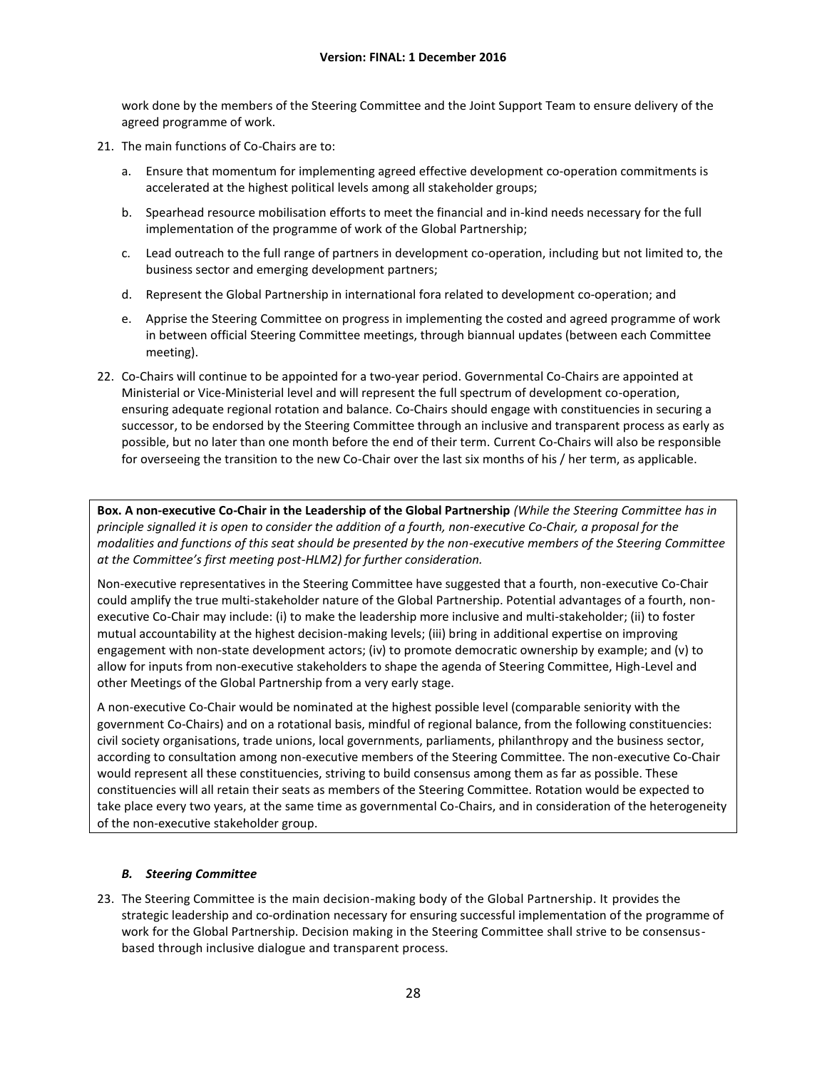work done by the members of the Steering Committee and the Joint Support Team to ensure delivery of the agreed programme of work.

21. The main functions of Co-Chairs are to:

    a. Ensure that momentum for implementing agreed effective development co-operation commitments is accelerated at the highest political levels among all stakeholder groups;

    b. Spearhead resource mobilisation efforts to meet the financial and in-kind needs necessary for the full implementation of the programme of work of the Global Partnership;

    c. Lead outreach to the full range of partners in development co-operation, including but not limited to, the business sector and emerging development partners;

    d. Represent the Global Partnership in international fora related to development co-operation; and

    e. Apprise the Steering Committee on progress in implementing the costed and agreed programme of work in between official Steering Committee meetings, through biannual updates (between each Committee meeting).

22. Co-Chairs will continue to be appointed for a two-year period. Governmental Co-Chairs are appointed at Ministerial or Vice-Ministerial level and will represent the full spectrum of development co-operation, ensuring adequate regional rotation and balance. Co-Chairs should engage with constituencies in securing a successor, to be endorsed by the Steering Committee through an inclusive and transparent process as early as possible, but no later than one month before the end of their term. Current Co-Chairs will also be responsible for overseeing the transition to the new Co-Chair over the last six months of his / her term, as applicable.

**Box. A non-executive Co-Chair in the Leadership of the Global Partnership** *(While the Steering Committee has in principle signalled it is open to consider the addition of a fourth, non-executive Co-Chair, a proposal for the modalities and functions of this seat should be presented by the non-executive members of the Steering Committee at the Committee's first meeting post-HLM2) for further consideration.*

Non-executive representatives in the Steering Committee have suggested that a fourth, non-executive Co-Chair could amplify the true multi-stakeholder nature of the Global Partnership. Potential advantages of a fourth, non-executive Co-Chair may include: (i) to make the leadership more inclusive and multi-stakeholder; (ii) to foster mutual accountability at the highest decision-making levels; (iii) bring in additional expertise on improving engagement with non-state development actors; (iv) to promote democratic ownership by example; and (v) to allow for inputs from non-executive stakeholders to shape the agenda of Steering Committee, High-Level and other Meetings of the Global Partnership from a very early stage.

A non-executive Co-Chair would be nominated at the highest possible level (comparable seniority with the government Co-Chairs) and on a rotational basis, mindful of regional balance, from the following constituencies: civil society organisations, trade unions, local governments, parliaments, philanthropy and the business sector, according to consultation among non-executive members of the Steering Committee. The non-executive Co-Chair would represent all these constituencies, striving to build consensus among them as far as possible. These constituencies will all retain their seats as members of the Steering Committee. Rotation would be expected to take place every two years, at the same time as governmental Co-Chairs, and in consideration of the heterogeneity of the non-executive stakeholder group.

### *B. Steering Committee*

23. The Steering Committee is the main decision-making body of the Global Partnership. It provides the strategic leadership and co-ordination necessary for ensuring successful implementation of the programme of work for the Global Partnership. Decision making in the Steering Committee shall strive to be consensus-based through inclusive dialogue and transparent process.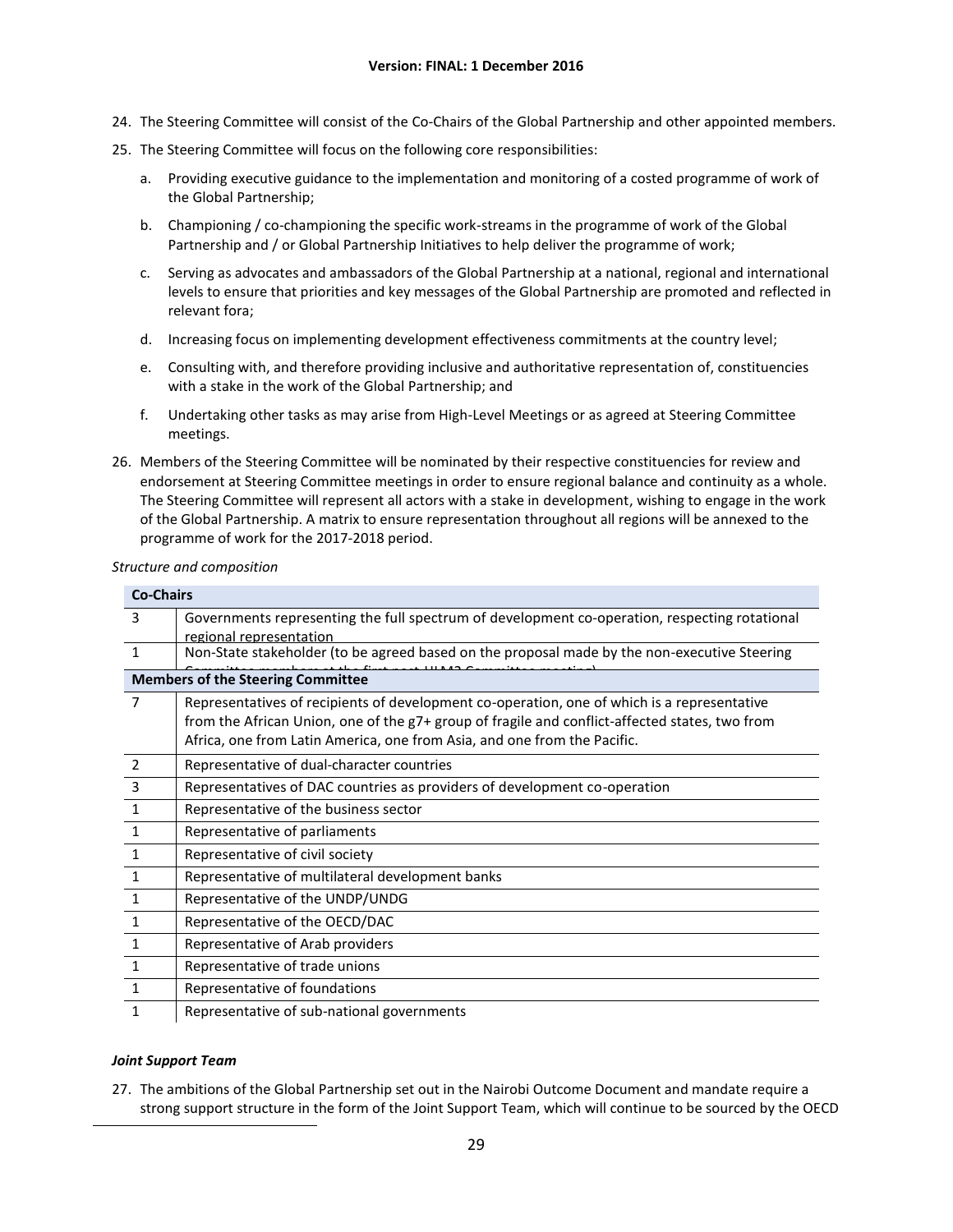Version: FINAL: 1 December 2016

24. The Steering Committee will consist of the Co-Chairs of the Global Partnership and other appointed members.

25. The Steering Committee will focus on the following core responsibilities:

    a. Providing executive guidance to the implementation and monitoring of a costed programme of work of the Global Partnership;

    b. Championing / co-championing the specific work-streams in the programme of work of the Global Partnership and / or Global Partnership Initiatives to help deliver the programme of work;

    c. Serving as advocates and ambassadors of the Global Partnership at a national, regional and international levels to ensure that priorities and key messages of the Global Partnership are promoted and reflected in relevant fora;

    d. Increasing focus on implementing development effectiveness commitments at the country level;

    e. Consulting with, and therefore providing inclusive and authoritative representation of, constituencies with a stake in the work of the Global Partnership; and

    f. Undertaking other tasks as may arise from High-Level Meetings or as agreed at Steering Committee meetings.

26. Members of the Steering Committee will be nominated by their respective constituencies for review and endorsement at Steering Committee meetings in order to ensure regional balance and continuity as a whole. The Steering Committee will represent all actors with a stake in development, wishing to engage in the work of the Global Partnership. A matrix to ensure representation throughout all regions will be annexed to the programme of work for the 2017-2018 period.

*Structure and composition*

| **Co-Chairs** | |
|---|---|
| 3 | Governments representing the full spectrum of development co-operation, respecting rotational regional representation |
| 1 | Non-State stakeholder (to be agreed based on the proposal made by the non-executive Steering Committee members at the first post-HLM2 Committee meeting) |
| **Members of the Steering Committee** | |
| 7 | Representatives of recipients of development co-operation, one of which is a representative from the African Union, one of the g7+ group of fragile and conflict-affected states, two from Africa, one from Latin America, one from Asia, and one from the Pacific. |
| 2 | Representative of dual-character countries |
| 3 | Representatives of DAC countries as providers of development co-operation |
| 1 | Representative of the business sector |
| 1 | Representative of parliaments |
| 1 | Representative of civil society |
| 1 | Representative of multilateral development banks |
| 1 | Representative of the UNDP/UNDG |
| 1 | Representative of the OECD/DAC |
| 1 | Representative of Arab providers |
| 1 | Representative of trade unions |
| 1 | Representative of foundations |
| 1 | Representative of sub-national governments |

***Joint Support Team***

27. The ambitions of the Global Partnership set out in the Nairobi Outcome Document and mandate require a strong support structure in the form of the Joint Support Team, which will continue to be sourced by the OECD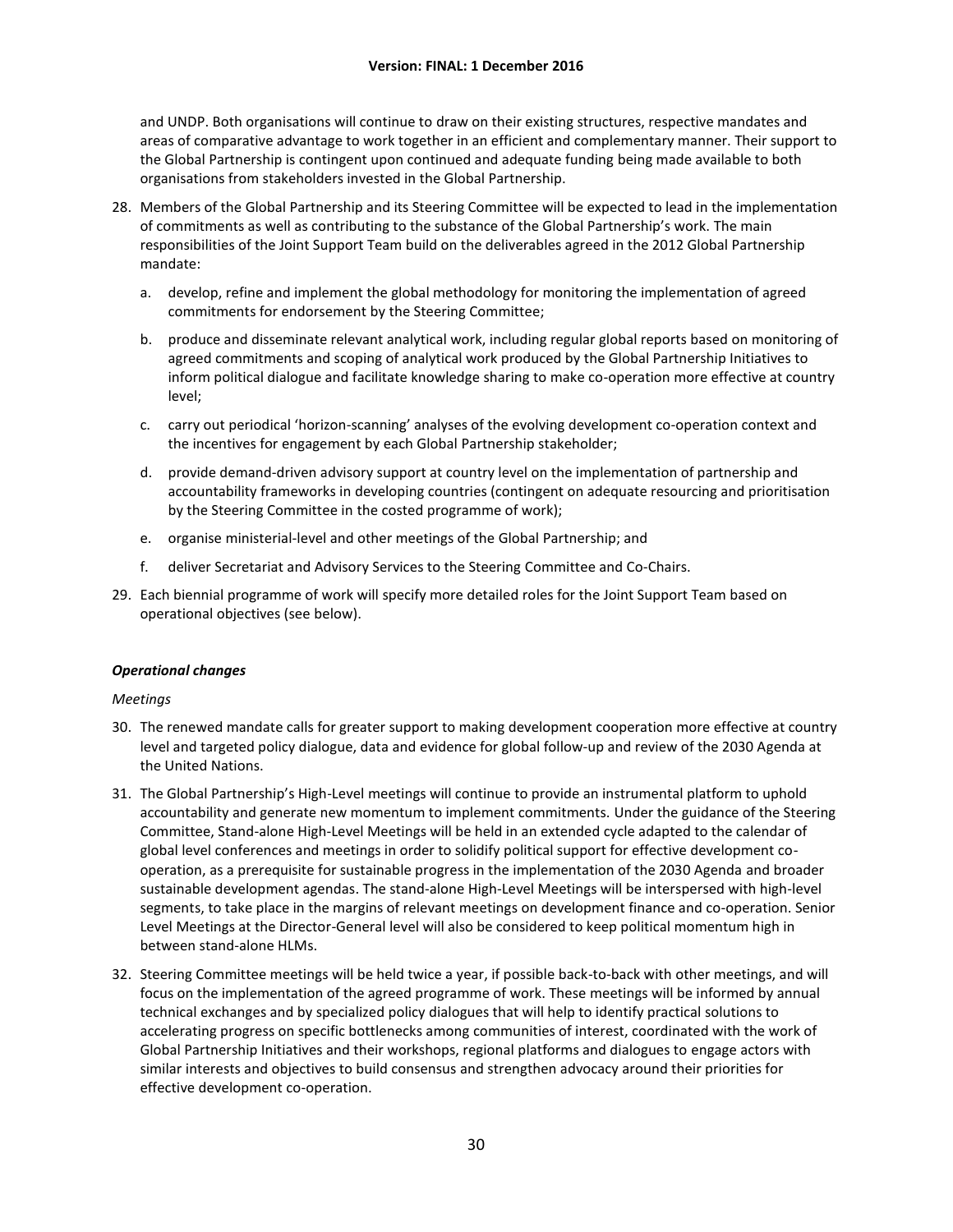and UNDP. Both organisations will continue to draw on their existing structures, respective mandates and areas of comparative advantage to work together in an efficient and complementary manner. Their support to the Global Partnership is contingent upon continued and adequate funding being made available to both organisations from stakeholders invested in the Global Partnership.

28. Members of the Global Partnership and its Steering Committee will be expected to lead in the implementation of commitments as well as contributing to the substance of the Global Partnership's work. The main responsibilities of the Joint Support Team build on the deliverables agreed in the 2012 Global Partnership mandate:

    a. develop, refine and implement the global methodology for monitoring the implementation of agreed commitments for endorsement by the Steering Committee;

    b. produce and disseminate relevant analytical work, including regular global reports based on monitoring of agreed commitments and scoping of analytical work produced by the Global Partnership Initiatives to inform political dialogue and facilitate knowledge sharing to make co-operation more effective at country level;

    c. carry out periodical 'horizon-scanning' analyses of the evolving development co-operation context and the incentives for engagement by each Global Partnership stakeholder;

    d. provide demand-driven advisory support at country level on the implementation of partnership and accountability frameworks in developing countries (contingent on adequate resourcing and prioritisation by the Steering Committee in the costed programme of work);

    e. organise ministerial-level and other meetings of the Global Partnership; and

    f. deliver Secretariat and Advisory Services to the Steering Committee and Co-Chairs.

29. Each biennial programme of work will specify more detailed roles for the Joint Support Team based on operational objectives (see below).

***Operational changes***

*Meetings*

30. The renewed mandate calls for greater support to making development cooperation more effective at country level and targeted policy dialogue, data and evidence for global follow-up and review of the 2030 Agenda at the United Nations.

31. The Global Partnership's High-Level meetings will continue to provide an instrumental platform to uphold accountability and generate new momentum to implement commitments. Under the guidance of the Steering Committee, Stand-alone High-Level Meetings will be held in an extended cycle adapted to the calendar of global level conferences and meetings in order to solidify political support for effective development co-operation, as a prerequisite for sustainable progress in the implementation of the 2030 Agenda and broader sustainable development agendas. The stand-alone High-Level Meetings will be interspersed with high-level segments, to take place in the margins of relevant meetings on development finance and co-operation. Senior Level Meetings at the Director-General level will also be considered to keep political momentum high in between stand-alone HLMs.

32. Steering Committee meetings will be held twice a year, if possible back-to-back with other meetings, and will focus on the implementation of the agreed programme of work. These meetings will be informed by annual technical exchanges and by specialized policy dialogues that will help to identify practical solutions to accelerating progress on specific bottlenecks among communities of interest, coordinated with the work of Global Partnership Initiatives and their workshops, regional platforms and dialogues to engage actors with similar interests and objectives to build consensus and strengthen advocacy around their priorities for effective development co-operation.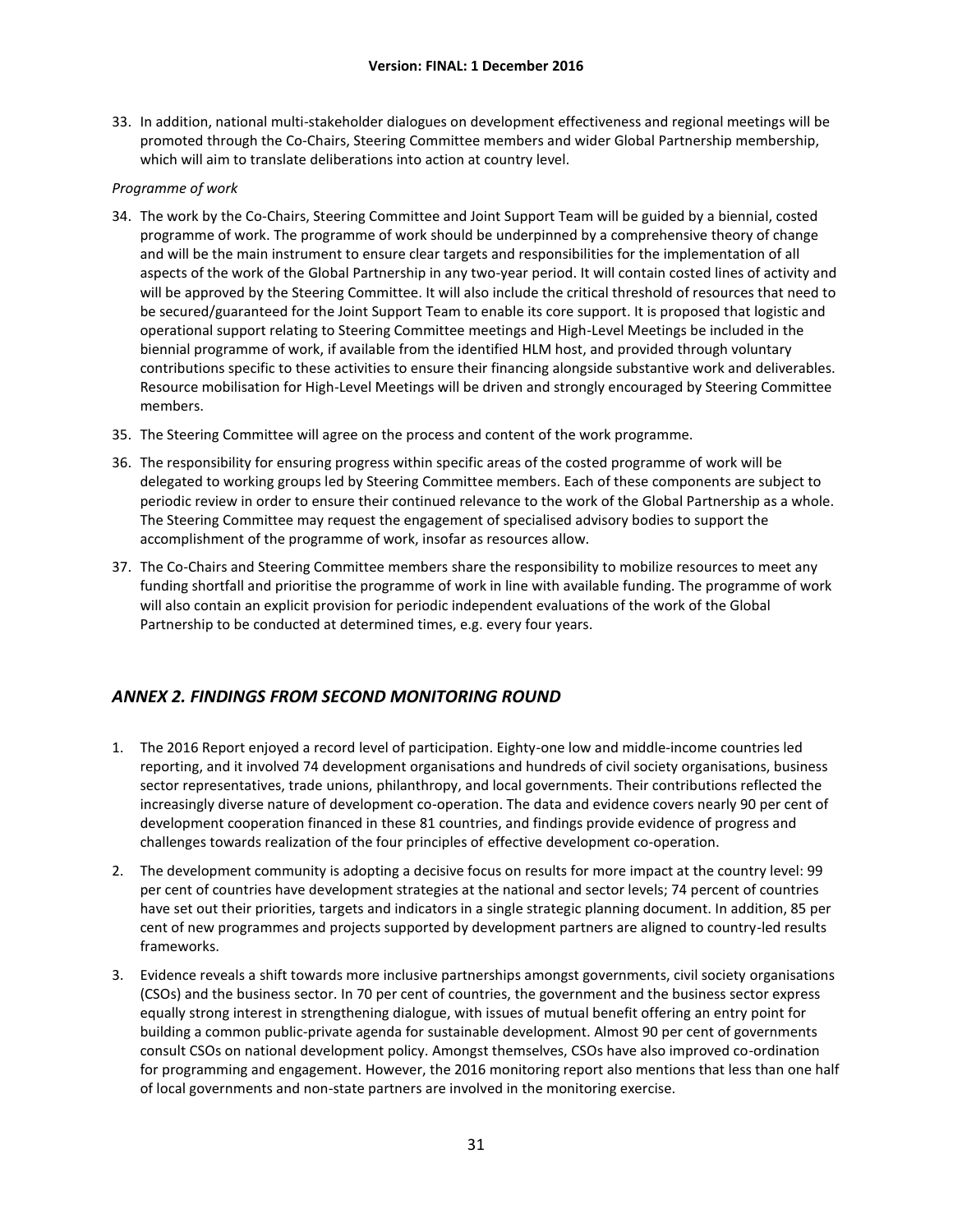33. In addition, national multi-stakeholder dialogues on development effectiveness and regional meetings will be promoted through the Co-Chairs, Steering Committee members and wider Global Partnership membership, which will aim to translate deliberations into action at country level.

*Programme of work*

34. The work by the Co-Chairs, Steering Committee and Joint Support Team will be guided by a biennial, costed programme of work. The programme of work should be underpinned by a comprehensive theory of change and will be the main instrument to ensure clear targets and responsibilities for the implementation of all aspects of the work of the Global Partnership in any two-year period. It will contain costed lines of activity and will be approved by the Steering Committee. It will also include the critical threshold of resources that need to be secured/guaranteed for the Joint Support Team to enable its core support. It is proposed that logistic and operational support relating to Steering Committee meetings and High-Level Meetings be included in the biennial programme of work, if available from the identified HLM host, and provided through voluntary contributions specific to these activities to ensure their financing alongside substantive work and deliverables. Resource mobilisation for High-Level Meetings will be driven and strongly encouraged by Steering Committee members.

35. The Steering Committee will agree on the process and content of the work programme.

36. The responsibility for ensuring progress within specific areas of the costed programme of work will be delegated to working groups led by Steering Committee members. Each of these components are subject to periodic review in order to ensure their continued relevance to the work of the Global Partnership as a whole. The Steering Committee may request the engagement of specialised advisory bodies to support the accomplishment of the programme of work, insofar as resources allow.

37. The Co-Chairs and Steering Committee members share the responsibility to mobilize resources to meet any funding shortfall and prioritise the programme of work in line with available funding. The programme of work will also contain an explicit provision for periodic independent evaluations of the work of the Global Partnership to be conducted at determined times, e.g. every four years.

## *ANNEX 2. FINDINGS FROM SECOND MONITORING ROUND*

1. The 2016 Report enjoyed a record level of participation. Eighty-one low and middle-income countries led reporting, and it involved 74 development organisations and hundreds of civil society organisations, business sector representatives, trade unions, philanthropy, and local governments. Their contributions reflected the increasingly diverse nature of development co-operation. The data and evidence covers nearly 90 per cent of development cooperation financed in these 81 countries, and findings provide evidence of progress and challenges towards realization of the four principles of effective development co-operation.

2. The development community is adopting a decisive focus on results for more impact at the country level: 99 per cent of countries have development strategies at the national and sector levels; 74 percent of countries have set out their priorities, targets and indicators in a single strategic planning document. In addition, 85 per cent of new programmes and projects supported by development partners are aligned to country-led results frameworks.

3. Evidence reveals a shift towards more inclusive partnerships amongst governments, civil society organisations (CSOs) and the business sector. In 70 per cent of countries, the government and the business sector express equally strong interest in strengthening dialogue, with issues of mutual benefit offering an entry point for building a common public-private agenda for sustainable development. Almost 90 per cent of governments consult CSOs on national development policy. Amongst themselves, CSOs have also improved co-ordination for programming and engagement. However, the 2016 monitoring report also mentions that less than one half of local governments and non-state partners are involved in the monitoring exercise.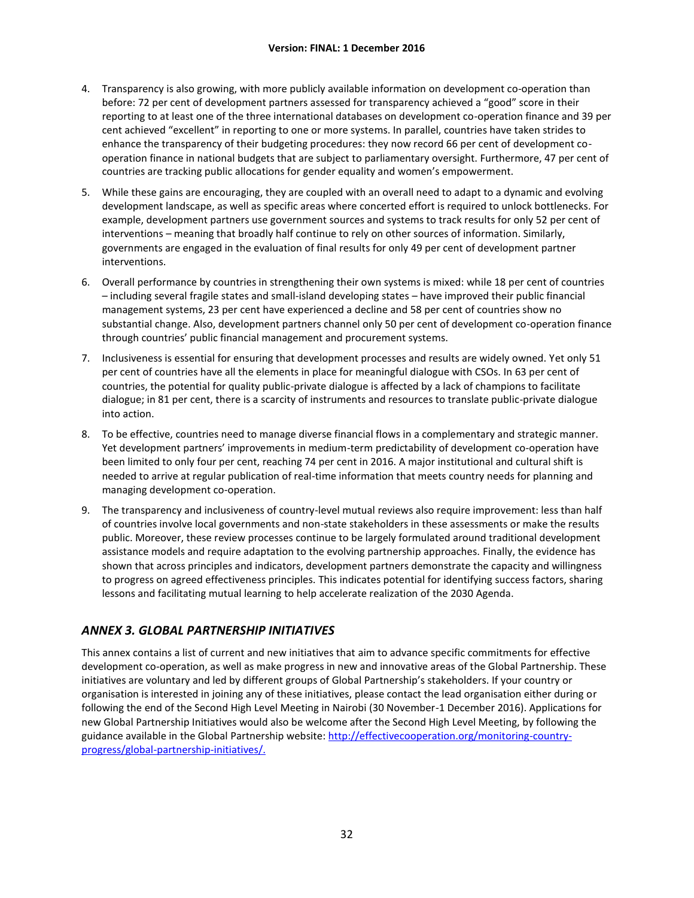4. Transparency is also growing, with more publicly available information on development co-operation than before: 72 per cent of development partners assessed for transparency achieved a "good" score in their reporting to at least one of the three international databases on development co-operation finance and 39 per cent achieved "excellent" in reporting to one or more systems. In parallel, countries have taken strides to enhance the transparency of their budgeting procedures: they now record 66 per cent of development co-operation finance in national budgets that are subject to parliamentary oversight. Furthermore, 47 per cent of countries are tracking public allocations for gender equality and women's empowerment.

5. While these gains are encouraging, they are coupled with an overall need to adapt to a dynamic and evolving development landscape, as well as specific areas where concerted effort is required to unlock bottlenecks. For example, development partners use government sources and systems to track results for only 52 per cent of interventions – meaning that broadly half continue to rely on other sources of information. Similarly, governments are engaged in the evaluation of final results for only 49 per cent of development partner interventions.

6. Overall performance by countries in strengthening their own systems is mixed: while 18 per cent of countries – including several fragile states and small-island developing states – have improved their public financial management systems, 23 per cent have experienced a decline and 58 per cent of countries show no substantial change. Also, development partners channel only 50 per cent of development co-operation finance through countries' public financial management and procurement systems.

7. Inclusiveness is essential for ensuring that development processes and results are widely owned. Yet only 51 per cent of countries have all the elements in place for meaningful dialogue with CSOs. In 63 per cent of countries, the potential for quality public-private dialogue is affected by a lack of champions to facilitate dialogue; in 81 per cent, there is a scarcity of instruments and resources to translate public-private dialogue into action.

8. To be effective, countries need to manage diverse financial flows in a complementary and strategic manner. Yet development partners' improvements in medium-term predictability of development co-operation have been limited to only four per cent, reaching 74 per cent in 2016. A major institutional and cultural shift is needed to arrive at regular publication of real-time information that meets country needs for planning and managing development co-operation.

9. The transparency and inclusiveness of country-level mutual reviews also require improvement: less than half of countries involve local governments and non-state stakeholders in these assessments or make the results public. Moreover, these review processes continue to be largely formulated around traditional development assistance models and require adaptation to the evolving partnership approaches. Finally, the evidence has shown that across principles and indicators, development partners demonstrate the capacity and willingness to progress on agreed effectiveness principles. This indicates potential for identifying success factors, sharing lessons and facilitating mutual learning to help accelerate realization of the 2030 Agenda.

## *ANNEX 3. GLOBAL PARTNERSHIP INITIATIVES*

This annex contains a list of current and new initiatives that aim to advance specific commitments for effective development co-operation, as well as make progress in new and innovative areas of the Global Partnership. These initiatives are voluntary and led by different groups of Global Partnership's stakeholders. If your country or organisation is interested in joining any of these initiatives, please contact the lead organisation either during or following the end of the Second High Level Meeting in Nairobi (30 November-1 December 2016). Applications for new Global Partnership Initiatives would also be welcome after the Second High Level Meeting, by following the guidance available in the Global Partnership website: [http://effectivecooperation.org/monitoring-country-progress/global-partnership-initiatives/.](http://effectivecooperation.org/monitoring-country-progress/global-partnership-initiatives/)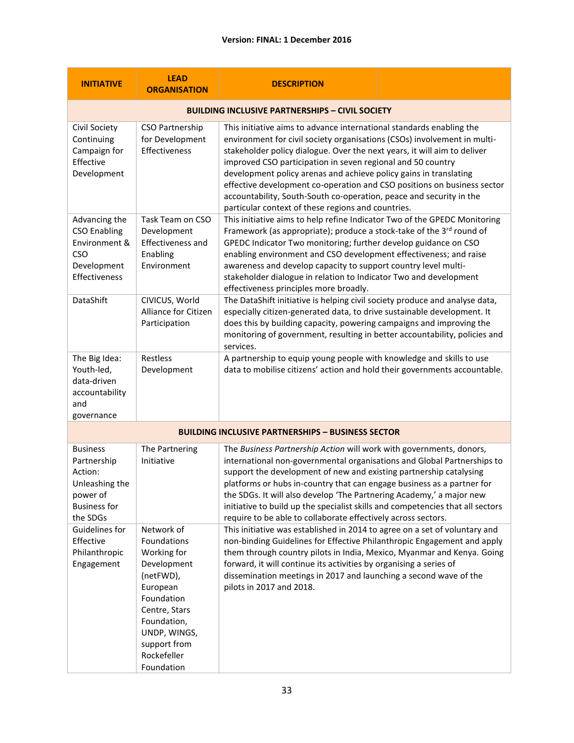Version: FINAL: 1 December 2016

| INITIATIVE | LEAD ORGANISATION | DESCRIPTION |
|---|---|---|
| **BUILDING INCLUSIVE PARTNERSHIPS – CIVIL SOCIETY** | | |
| Civil Society Continuing Campaign for Effective Development | CSO Partnership for Development Effectiveness | This initiative aims to advance international standards enabling the environment for civil society organisations (CSOs) involvement in multi-stakeholder policy dialogue. Over the next years, it will aim to deliver improved CSO participation in seven regional and 50 country development policy arenas and achieve policy gains in translating effective development co-operation and CSO positions on business sector accountability, South-South co-operation, peace and security in the particular context of these regions and countries. |
| Advancing the CSO Enabling Environment & CSO Development Effectiveness | Task Team on CSO Development Effectiveness and Enabling Environment | This initiative aims to help refine Indicator Two of the GPEDC Monitoring Framework (as appropriate); produce a stock-take of the 3rd round of GPEDC Indicator Two monitoring; further develop guidance on CSO enabling environment and CSO development effectiveness; and raise awareness and develop capacity to support country level multi-stakeholder dialogue in relation to Indicator Two and development effectiveness principles more broadly. |
| DataShift | CIVICUS, World Alliance for Citizen Participation | The DataShift initiative is helping civil society produce and analyse data, especially citizen-generated data, to drive sustainable development. It does this by building capacity, powering campaigns and improving the monitoring of government, resulting in better accountability, policies and services. |
| The Big Idea: Youth-led, data-driven accountability and governance | Restless Development | A partnership to equip young people with knowledge and skills to use data to mobilise citizens' action and hold their governments accountable. |
| **BUILDING INCLUSIVE PARTNERSHIPS – BUSINESS SECTOR** | | |
| Business Partnership Action: Unleashing the power of Business for the SDGs | The Partnering Initiative | The *Business Partnership Action* will work with governments, donors, international non-governmental organisations and Global Partnerships to support the development of new and existing partnership catalysing platforms or hubs in-country that can engage business as a partner for the SDGs. It will also develop 'The Partnering Academy,' a major new initiative to build up the specialist skills and competencies that all sectors require to be able to collaborate effectively across sectors. |
| Guidelines for Effective Philanthropic Engagement | Network of Foundations Working for Development (netFWD), European Foundation Centre, Stars Foundation, UNDP, WINGS, support from Rockefeller Foundation | This initiative was established in 2014 to agree on a set of voluntary and non-binding Guidelines for Effective Philanthropic Engagement and apply them through country pilots in India, Mexico, Myanmar and Kenya. Going forward, it will continue its activities by organising a series of dissemination meetings in 2017 and launching a second wave of the pilots in 2017 and 2018. |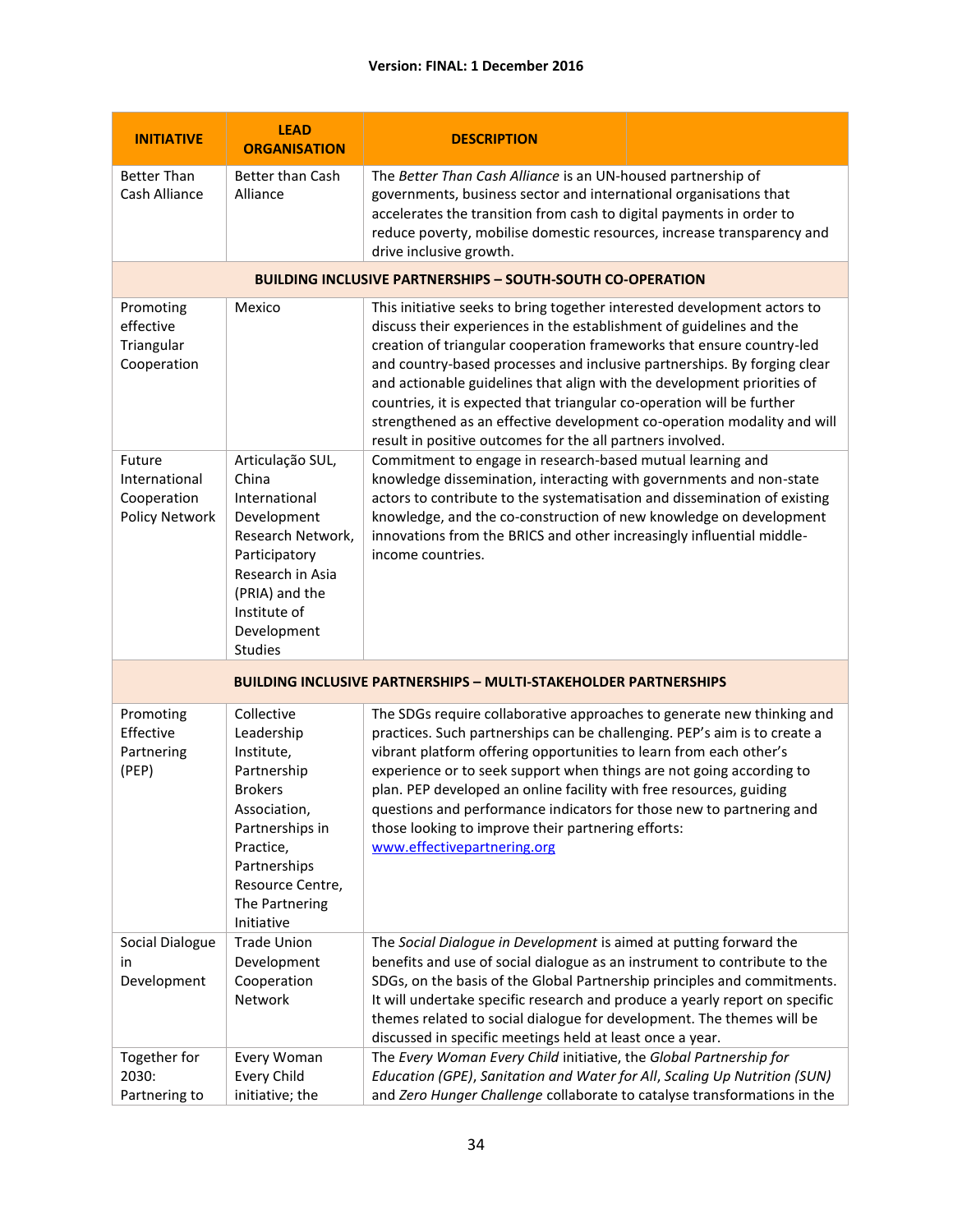| INITIATIVE | LEAD ORGANISATION | DESCRIPTION |
|---|---|---|
| Better Than Cash Alliance | Better than Cash Alliance | The *Better Than Cash Alliance* is an UN-housed partnership of governments, business sector and international organisations that accelerates the transition from cash to digital payments in order to reduce poverty, mobilise domestic resources, increase transparency and drive inclusive growth. |
| **BUILDING INCLUSIVE PARTNERSHIPS – SOUTH-SOUTH CO-OPERATION** | | |
| Promoting effective Triangular Cooperation | Mexico | This initiative seeks to bring together interested development actors to discuss their experiences in the establishment of guidelines and the creation of triangular cooperation frameworks that ensure country-led and country-based processes and inclusive partnerships. By forging clear and actionable guidelines that align with the development priorities of countries, it is expected that triangular co-operation will be further strengthened as an effective development co-operation modality and will result in positive outcomes for the all partners involved. |
| Future International Cooperation Policy Network | Articulação SUL, China International Development Research Network, Participatory Research in Asia (PRIA) and the Institute of Development Studies | Commitment to engage in research-based mutual learning and knowledge dissemination, interacting with governments and non-state actors to contribute to the systematisation and dissemination of existing knowledge, and the co-construction of new knowledge on development innovations from the BRICS and other increasingly influential middle-income countries. |
| **BUILDING INCLUSIVE PARTNERSHIPS – MULTI-STAKEHOLDER PARTNERSHIPS** | | |
| Promoting Effective Partnering (PEP) | Collective Leadership Institute, Partnership Brokers Association, Partnerships in Practice, Partnerships Resource Centre, The Partnering Initiative | The SDGs require collaborative approaches to generate new thinking and practices. Such partnerships can be challenging. PEP's aim is to create a vibrant platform offering opportunities to learn from each other's experience or to seek support when things are not going according to plan. PEP developed an online facility with free resources, guiding questions and performance indicators for those new to partnering and those looking to improve their partnering efforts: [www.effectivepartnering.org](www.effectivepartnering.org) |
| Social Dialogue in Development | Trade Union Development Cooperation Network | The *Social Dialogue in Development* is aimed at putting forward the benefits and use of social dialogue as an instrument to contribute to the SDGs, on the basis of the Global Partnership principles and commitments. It will undertake specific research and produce a yearly report on specific themes related to social dialogue for development. The themes will be discussed in specific meetings held at least once a year. |
| Together for 2030: Partnering to | Every Woman Every Child initiative; the | The *Every Woman Every Child* initiative, the *Global Partnership for Education (GPE)*, *Sanitation and Water for All*, *Scaling Up Nutrition (SUN)* and *Zero Hunger Challenge* collaborate to catalyse transformations in the |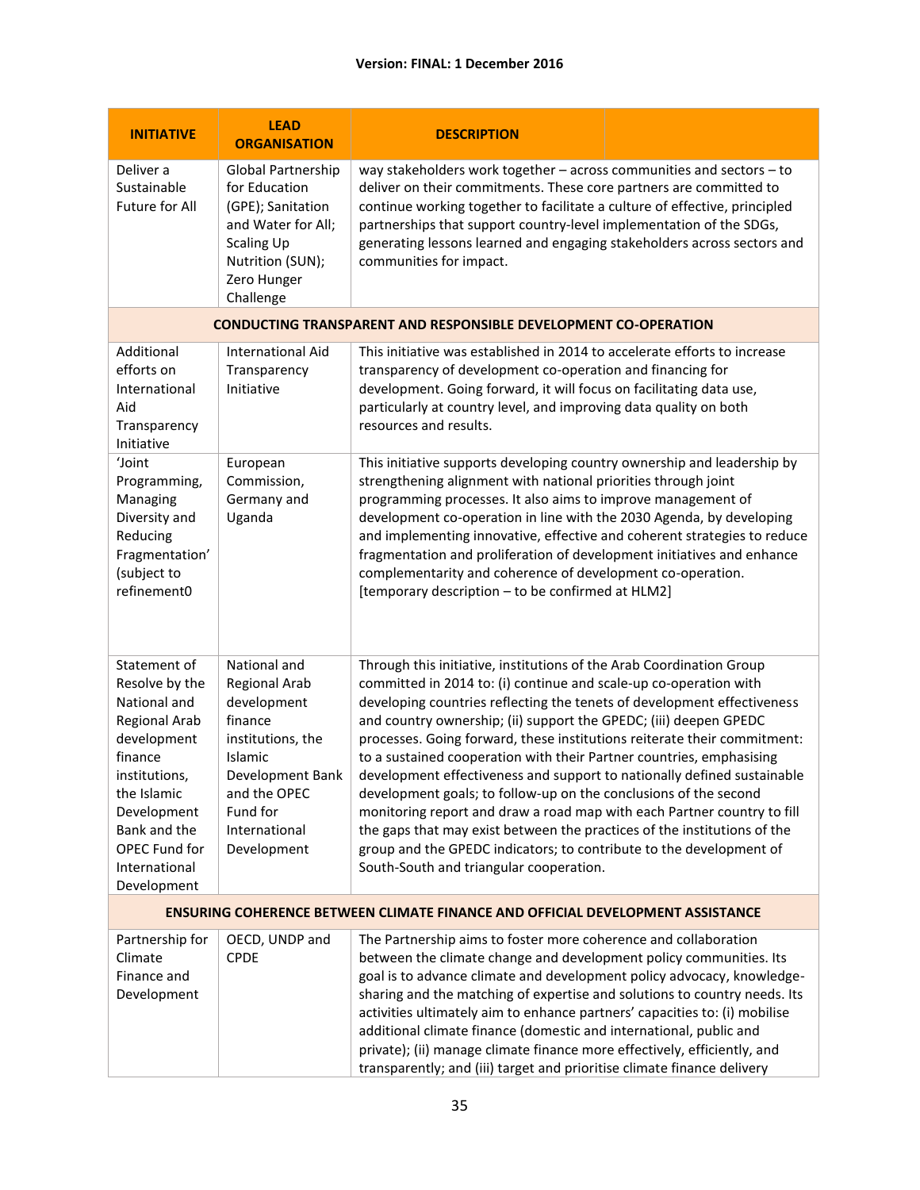**Version: FINAL: 1 December 2016**

| INITIATIVE | LEAD ORGANISATION | DESCRIPTION |
|---|---|---|
| Deliver a Sustainable Future for All | Global Partnership for Education (GPE); Sanitation and Water for All; Scaling Up Nutrition (SUN); Zero Hunger Challenge | way stakeholders work together – across communities and sectors – to deliver on their commitments. These core partners are committed to continue working together to facilitate a culture of effective, principled partnerships that support country-level implementation of the SDGs, generating lessons learned and engaging stakeholders across sectors and communities for impact. |
| **CONDUCTING TRANSPARENT AND RESPONSIBLE DEVELOPMENT CO-OPERATION** | | |
| Additional efforts on International Aid Transparency Initiative | International Aid Transparency Initiative | This initiative was established in 2014 to accelerate efforts to increase transparency of development co-operation and financing for development. Going forward, it will focus on facilitating data use, particularly at country level, and improving data quality on both resources and results. |
| 'Joint Programming, Managing Diversity and Reducing Fragmentation' (subject to refinement0 | European Commission, Germany and Uganda | This initiative supports developing country ownership and leadership by strengthening alignment with national priorities through joint programming processes. It also aims to improve management of development co-operation in line with the 2030 Agenda, by developing and implementing innovative, effective and coherent strategies to reduce fragmentation and proliferation of development initiatives and enhance complementarity and coherence of development co-operation. [temporary description – to be confirmed at HLM2] |
| Statement of Resolve by the National and Regional Arab development finance institutions, the Islamic Development Bank and the OPEC Fund for International Development | National and Regional Arab development finance institutions, the Islamic Development Bank and the OPEC Fund for International Development | Through this initiative, institutions of the Arab Coordination Group committed in 2014 to: (i) continue and scale-up co-operation with developing countries reflecting the tenets of development effectiveness and country ownership; (ii) support the GPEDC; (iii) deepen GPEDC processes. Going forward, these institutions reiterate their commitment: to a sustained cooperation with their Partner countries, emphasising development effectiveness and support to nationally defined sustainable development goals; to follow-up on the conclusions of the second monitoring report and draw a road map with each Partner country to fill the gaps that may exist between the practices of the institutions of the group and the GPEDC indicators; to contribute to the development of South-South and triangular cooperation. |
| **ENSURING COHERENCE BETWEEN CLIMATE FINANCE AND OFFICIAL DEVELOPMENT ASSISTANCE** | | |
| Partnership for Climate Finance and Development | OECD, UNDP and CPDE | The Partnership aims to foster more coherence and collaboration between the climate change and development policy communities. Its goal is to advance climate and development policy advocacy, knowledge-sharing and the matching of expertise and solutions to country needs. Its activities ultimately aim to enhance partners' capacities to: (i) mobilise additional climate finance (domestic and international, public and private); (ii) manage climate finance more effectively, efficiently, and transparently; and (iii) target and prioritise climate finance delivery |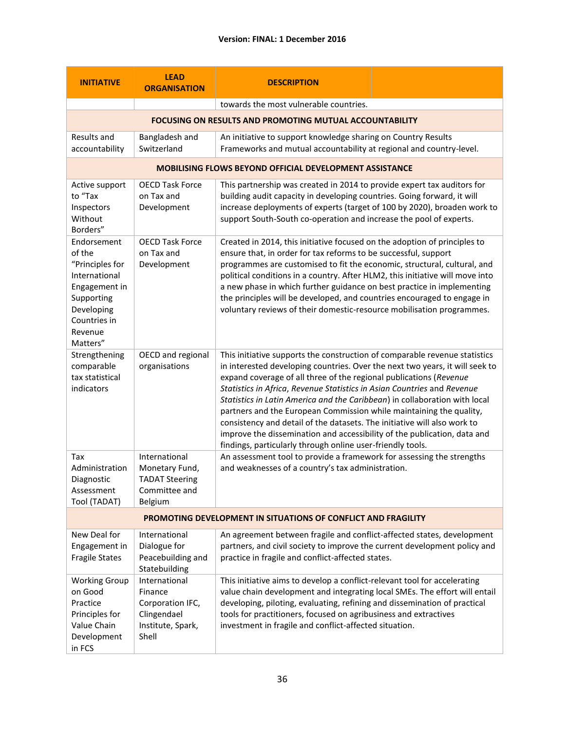Version: FINAL: 1 December 2016

| INITIATIVE | LEAD ORGANISATION | DESCRIPTION |
|---|---|---|
| | | towards the most vulnerable countries. |
| **FOCUSING ON RESULTS AND PROMOTING MUTUAL ACCOUNTABILITY** | | |
| Results and accountability | Bangladesh and Switzerland | An initiative to support knowledge sharing on Country Results Frameworks and mutual accountability at regional and country-level. |
| **MOBILISING FLOWS BEYOND OFFICIAL DEVELOPMENT ASSISTANCE** | | |
| Active support to "Tax Inspectors Without Borders" | OECD Task Force on Tax and Development | This partnership was created in 2014 to provide expert tax auditors for building audit capacity in developing countries. Going forward, it will increase deployments of experts (target of 100 by 2020), broaden work to support South-South co-operation and increase the pool of experts. |
| Endorsement of the "Principles for International Engagement in Supporting Developing Countries in Revenue Matters" | OECD Task Force on Tax and Development | Created in 2014, this initiative focused on the adoption of principles to ensure that, in order for tax reforms to be successful, support programmes are customised to fit the economic, structural, cultural, and political conditions in a country. After HLM2, this initiative will move into a new phase in which further guidance on best practice in implementing the principles will be developed, and countries encouraged to engage in voluntary reviews of their domestic-resource mobilisation programmes. |
| Strengthening comparable tax statistical indicators | OECD and regional organisations | This initiative supports the construction of comparable revenue statistics in interested developing countries. Over the next two years, it will seek to expand coverage of all three of the regional publications (*Revenue Statistics in Africa*, *Revenue Statistics in Asian Countries* and *Revenue Statistics in Latin America and the Caribbean*) in collaboration with local partners and the European Commission while maintaining the quality, consistency and detail of the datasets. The initiative will also work to improve the dissemination and accessibility of the publication, data and findings, particularly through online user-friendly tools. |
| Tax Administration Diagnostic Assessment Tool (TADAT) | International Monetary Fund, TADAT Steering Committee and Belgium | An assessment tool to provide a framework for assessing the strengths and weaknesses of a country's tax administration. |
| **PROMOTING DEVELOPMENT IN SITUATIONS OF CONFLICT AND FRAGILITY** | | |
| New Deal for Engagement in Fragile States | International Dialogue for Peacebuilding and Statebuilding | An agreement between fragile and conflict-affected states, development partners, and civil society to improve the current development policy and practice in fragile and conflict-affected states. |
| Working Group on Good Practice Principles for Value Chain Development in FCS | International Finance Corporation IFC, Clingendael Institute, Spark, Shell | This initiative aims to develop a conflict-relevant tool for accelerating value chain development and integrating local SMEs. The effort will entail developing, piloting, evaluating, refining and dissemination of practical tools for practitioners, focused on agribusiness and extractives investment in fragile and conflict-affected situation. |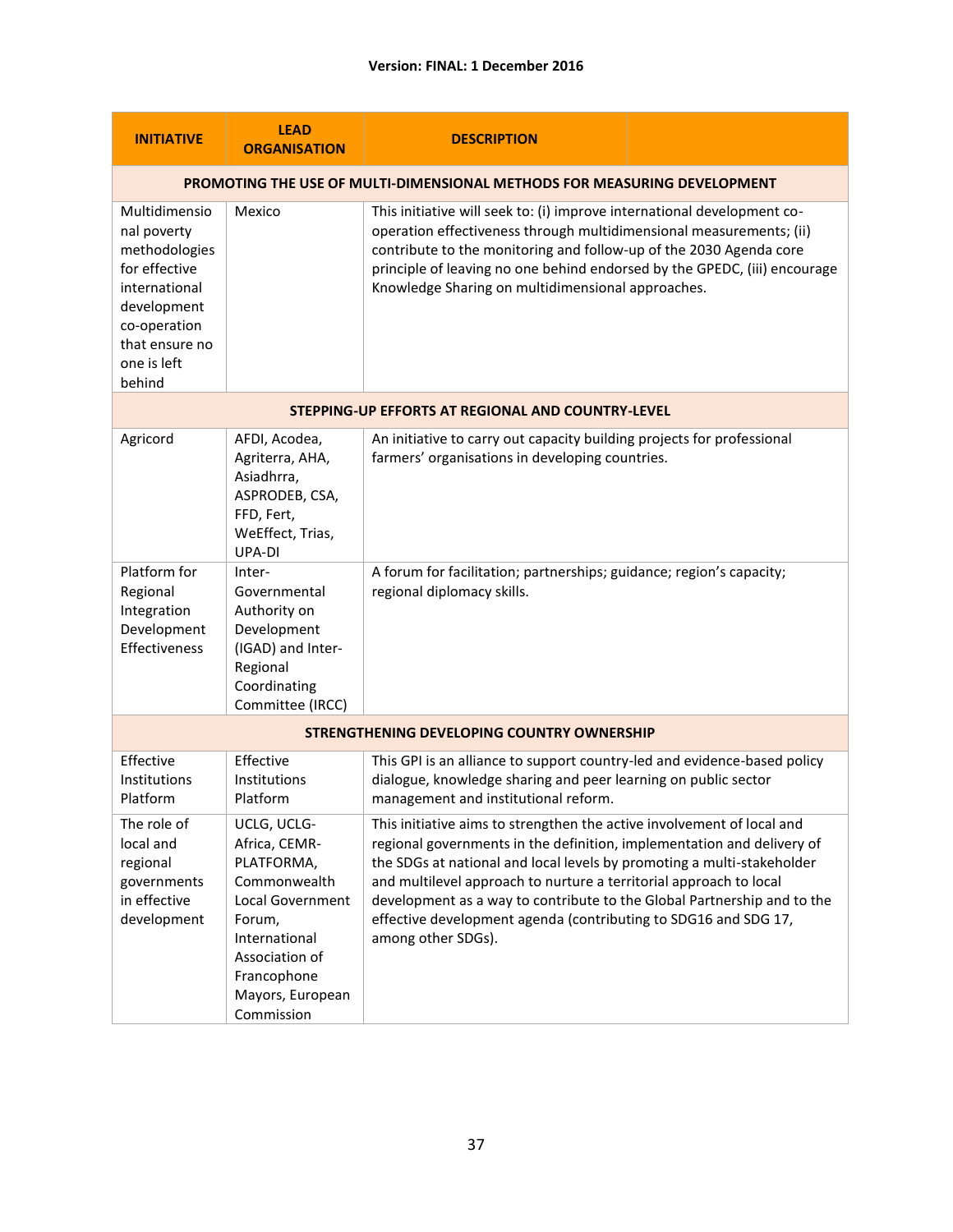| INITIATIVE | LEAD ORGANISATION | DESCRIPTION | |
|---|---|---|---|
| **PROMOTING THE USE OF MULTI-DIMENSIONAL METHODS FOR MEASURING DEVELOPMENT** | | | |
| Multidimensional poverty methodologies for effective international development co-operation that ensure no one is left behind | Mexico | This initiative will seek to: (i) improve international development co-operation effectiveness through multidimensional measurements; (ii) contribute to the monitoring and follow-up of the 2030 Agenda core principle of leaving no one behind endorsed by the GPEDC, (iii) encourage Knowledge Sharing on multidimensional approaches. | |
| **STEPPING-UP EFFORTS AT REGIONAL AND COUNTRY-LEVEL** | | | |
| Agricord | AFDI, Acodea, Agriterra, AHA, Asiadhrra, ASPRODEB, CSA, FFD, Fert, WeEffect, Trias, UPA-DI | An initiative to carry out capacity building projects for professional farmers' organisations in developing countries. | |
| Platform for Regional Integration Development Effectiveness | Inter-Governmental Authority on Development (IGAD) and Inter-Regional Coordinating Committee (IRCC) | A forum for facilitation; partnerships; guidance; region's capacity; regional diplomacy skills. | |
| **STRENGTHENING DEVELOPING COUNTRY OWNERSHIP** | | | |
| Effective Institutions Platform | Effective Institutions Platform | This GPI is an alliance to support country-led and evidence-based policy dialogue, knowledge sharing and peer learning on public sector management and institutional reform. | |
| The role of local and regional governments in effective development | UCLG, UCLG-Africa, CEMR-PLATFORMA, Commonwealth Local Government Forum, International Association of Francophone Mayors, European Commission | This initiative aims to strengthen the active involvement of local and regional governments in the definition, implementation and delivery of the SDGs at national and local levels by promoting a multi-stakeholder and multilevel approach to nurture a territorial approach to local development as a way to contribute to the Global Partnership and to the effective development agenda (contributing to SDG16 and SDG 17, among other SDGs). | |